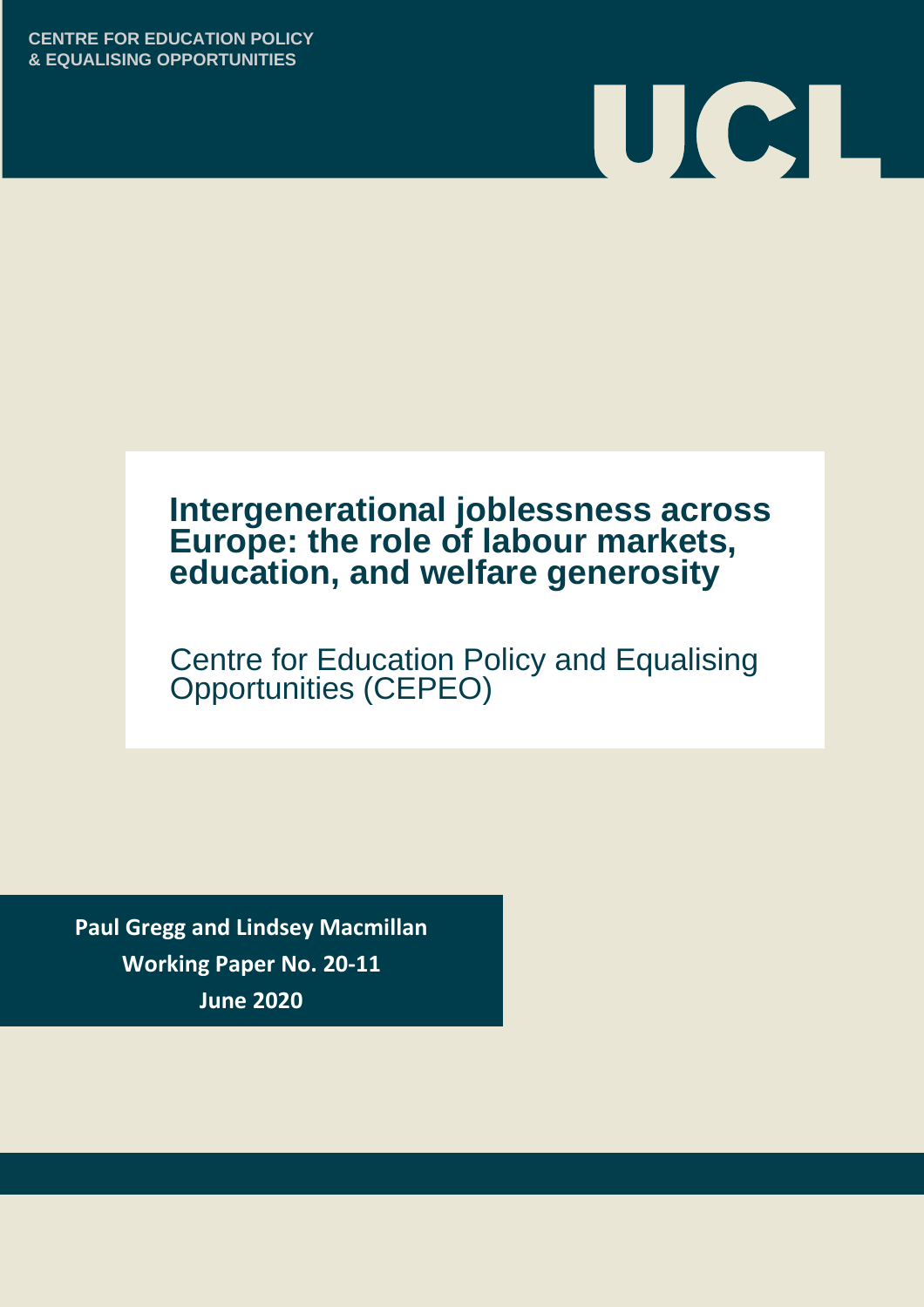CENTRE FOR EDUCATION POLICY
& EQUALISING OPPORTUNITIES

UCL

# Intergenerational joblessness across Europe: the role of labour markets, education, and welfare generosity

Centre for Education Policy and Equalising Opportunities (CEPEO)

**Paul Gregg and Lindsey Macmillan**

**Working Paper No. 20-11**

**June 2020**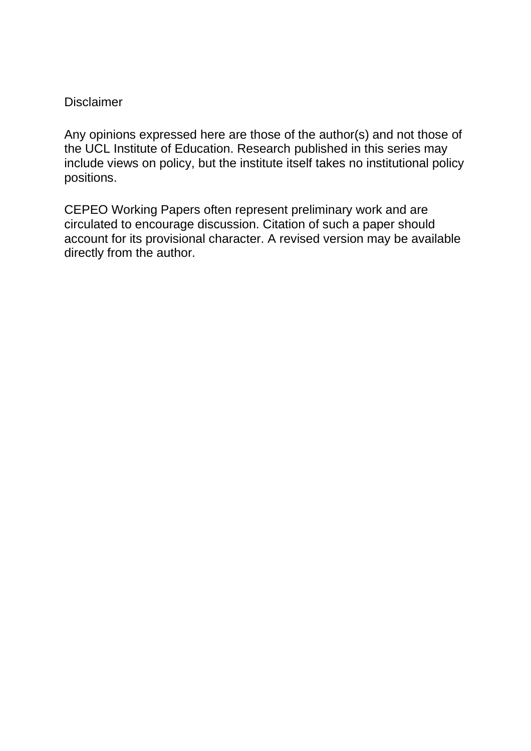Disclaimer

Any opinions expressed here are those of the author(s) and not those of the UCL Institute of Education. Research published in this series may include views on policy, but the institute itself takes no institutional policy positions.

CEPEO Working Papers often represent preliminary work and are circulated to encourage discussion. Citation of such a paper should account for its provisional character. A revised version may be available directly from the author.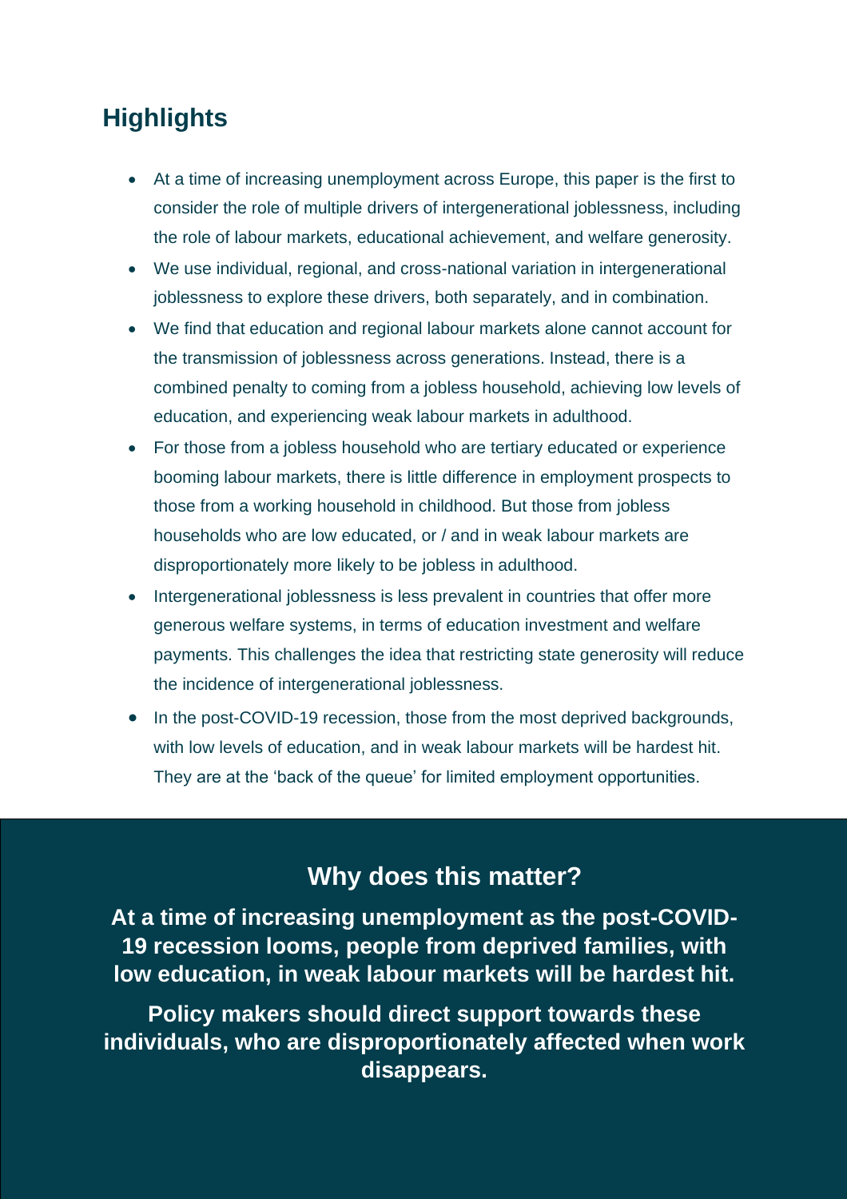## Highlights

- At a time of increasing unemployment across Europe, this paper is the first to consider the role of multiple drivers of intergenerational joblessness, including the role of labour markets, educational achievement, and welfare generosity.
- We use individual, regional, and cross-national variation in intergenerational joblessness to explore these drivers, both separately, and in combination.
- We find that education and regional labour markets alone cannot account for the transmission of joblessness across generations. Instead, there is a combined penalty to coming from a jobless household, achieving low levels of education, and experiencing weak labour markets in adulthood.
- For those from a jobless household who are tertiary educated or experience booming labour markets, there is little difference in employment prospects to those from a working household in childhood. But those from jobless households who are low educated, or / and in weak labour markets are disproportionately more likely to be jobless in adulthood.
- Intergenerational joblessness is less prevalent in countries that offer more generous welfare systems, in terms of education investment and welfare payments. This challenges the idea that restricting state generosity will reduce the incidence of intergenerational joblessness.
- In the post-COVID-19 recession, those from the most deprived backgrounds, with low levels of education, and in weak labour markets will be hardest hit. They are at the 'back of the queue' for limited employment opportunities.

### Why does this matter?

**At a time of increasing unemployment as the post-COVID-19 recession looms, people from deprived families, with low education, in weak labour markets will be hardest hit.**

**Policy makers should direct support towards these individuals, who are disproportionately affected when work disappears.**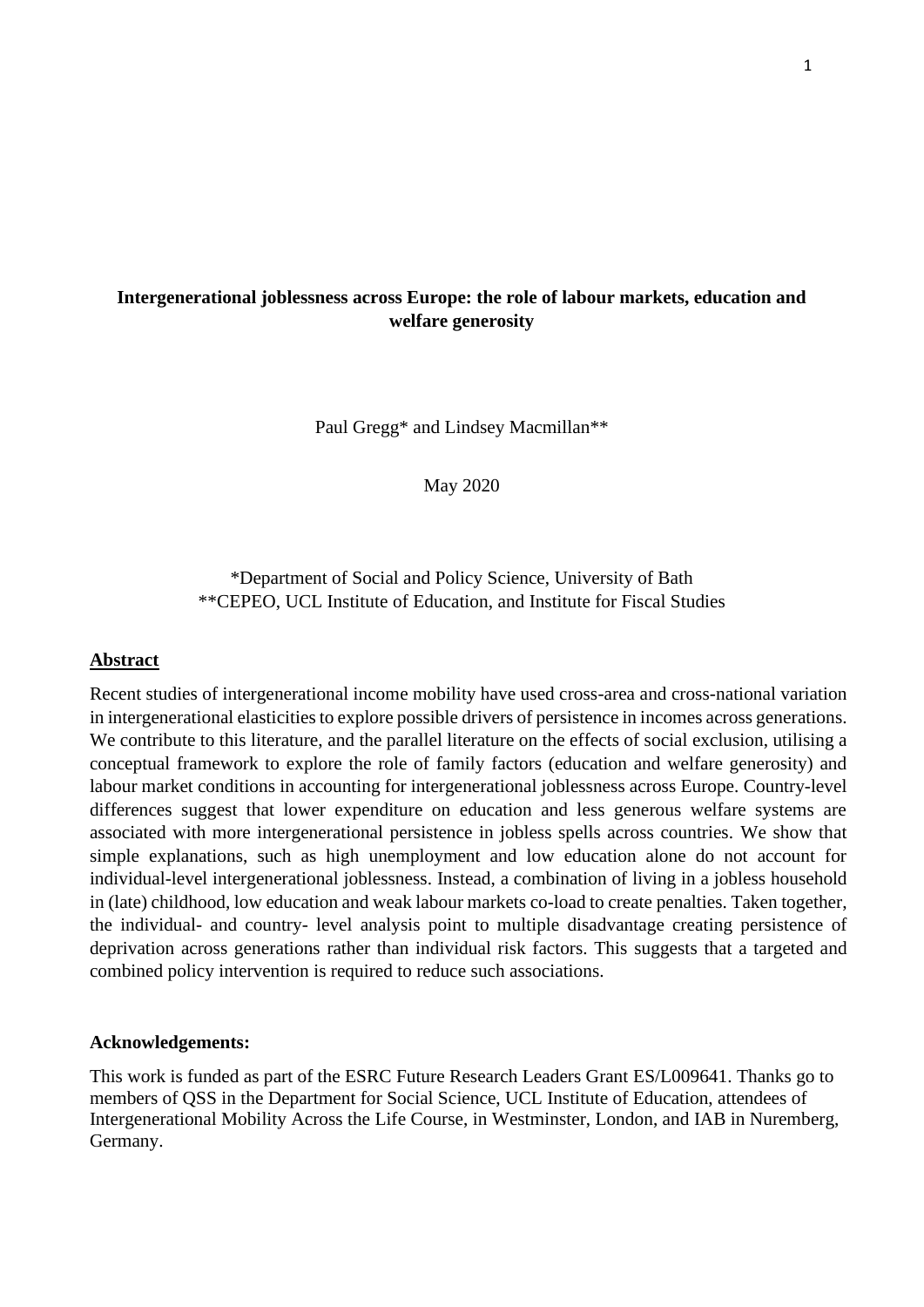**Intergenerational joblessness across Europe: the role of labour markets, education and welfare generosity**

Paul Gregg* and Lindsey Macmillan**

May 2020

*Department of Social and Policy Science, University of Bath
**CEPEO, UCL Institute of Education, and Institute for Fiscal Studies

## Abstract

Recent studies of intergenerational income mobility have used cross-area and cross-national variation in intergenerational elasticities to explore possible drivers of persistence in incomes across generations. We contribute to this literature, and the parallel literature on the effects of social exclusion, utilising a conceptual framework to explore the role of family factors (education and welfare generosity) and labour market conditions in accounting for intergenerational joblessness across Europe. Country-level differences suggest that lower expenditure on education and less generous welfare systems are associated with more intergenerational persistence in jobless spells across countries. We show that simple explanations, such as high unemployment and low education alone do not account for individual-level intergenerational joblessness. Instead, a combination of living in a jobless household in (late) childhood, low education and weak labour markets co-load to create penalties. Taken together, the individual- and country- level analysis point to multiple disadvantage creating persistence of deprivation across generations rather than individual risk factors. This suggests that a targeted and combined policy intervention is required to reduce such associations.

**Acknowledgements:**

This work is funded as part of the ESRC Future Research Leaders Grant ES/L009641. Thanks go to members of QSS in the Department for Social Science, UCL Institute of Education, attendees of Intergenerational Mobility Across the Life Course, in Westminster, London, and IAB in Nuremberg, Germany.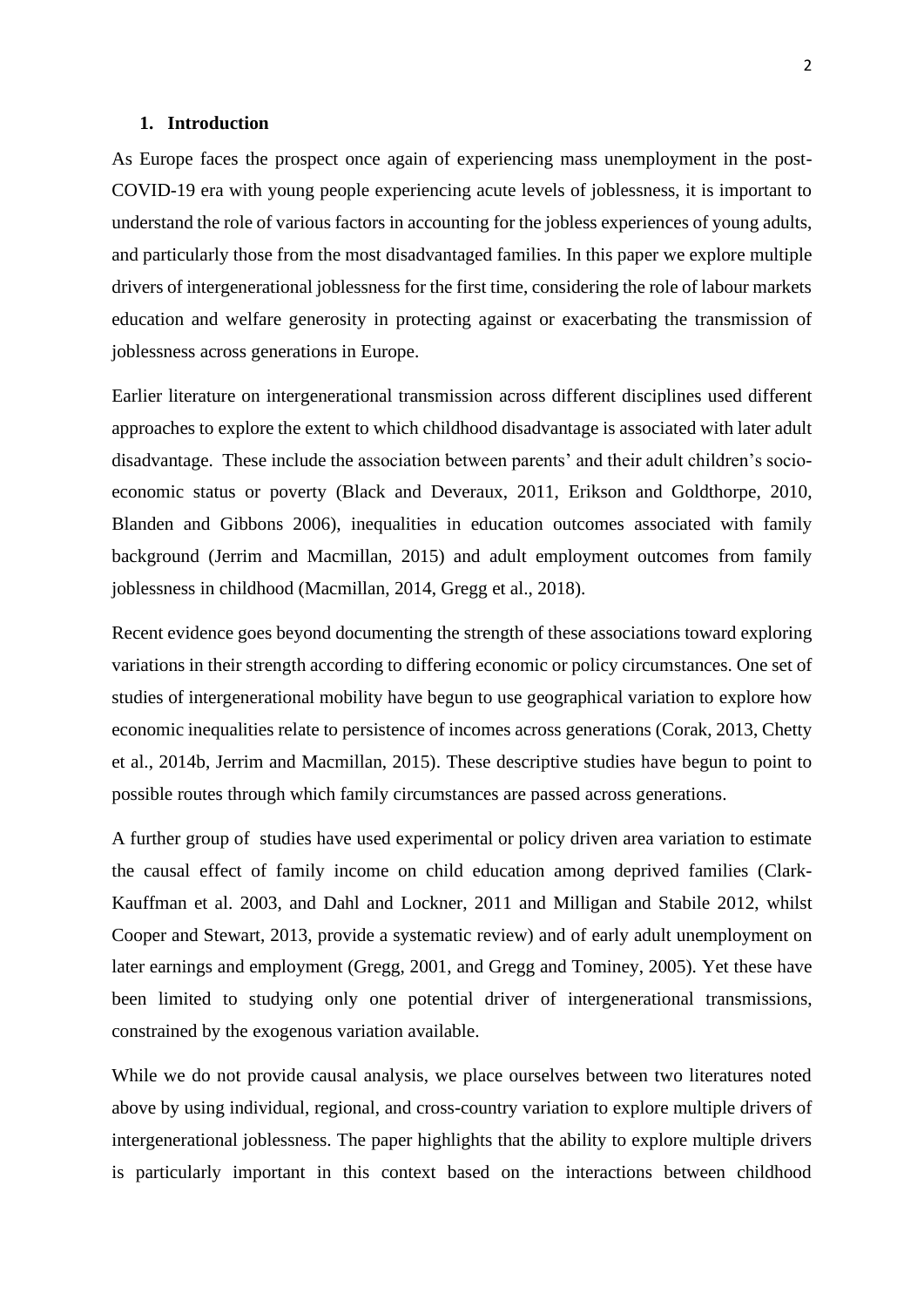## 1. Introduction

As Europe faces the prospect once again of experiencing mass unemployment in the post-COVID-19 era with young people experiencing acute levels of joblessness, it is important to understand the role of various factors in accounting for the jobless experiences of young adults, and particularly those from the most disadvantaged families. In this paper we explore multiple drivers of intergenerational joblessness for the first time, considering the role of labour markets education and welfare generosity in protecting against or exacerbating the transmission of joblessness across generations in Europe.

Earlier literature on intergenerational transmission across different disciplines used different approaches to explore the extent to which childhood disadvantage is associated with later adult disadvantage. These include the association between parents' and their adult children's socio-economic status or poverty (Black and Deveraux, 2011, Erikson and Goldthorpe, 2010, Blanden and Gibbons 2006), inequalities in education outcomes associated with family background (Jerrim and Macmillan, 2015) and adult employment outcomes from family joblessness in childhood (Macmillan, 2014, Gregg et al., 2018).

Recent evidence goes beyond documenting the strength of these associations toward exploring variations in their strength according to differing economic or policy circumstances. One set of studies of intergenerational mobility have begun to use geographical variation to explore how economic inequalities relate to persistence of incomes across generations (Corak, 2013, Chetty et al., 2014b, Jerrim and Macmillan, 2015). These descriptive studies have begun to point to possible routes through which family circumstances are passed across generations.

A further group of studies have used experimental or policy driven area variation to estimate the causal effect of family income on child education among deprived families (Clark-Kauffman et al. 2003, and Dahl and Lockner, 2011 and Milligan and Stabile 2012, whilst Cooper and Stewart, 2013, provide a systematic review) and of early adult unemployment on later earnings and employment (Gregg, 2001, and Gregg and Tominey, 2005). Yet these have been limited to studying only one potential driver of intergenerational transmissions, constrained by the exogenous variation available.

While we do not provide causal analysis, we place ourselves between two literatures noted above by using individual, regional, and cross-country variation to explore multiple drivers of intergenerational joblessness. The paper highlights that the ability to explore multiple drivers is particularly important in this context based on the interactions between childhood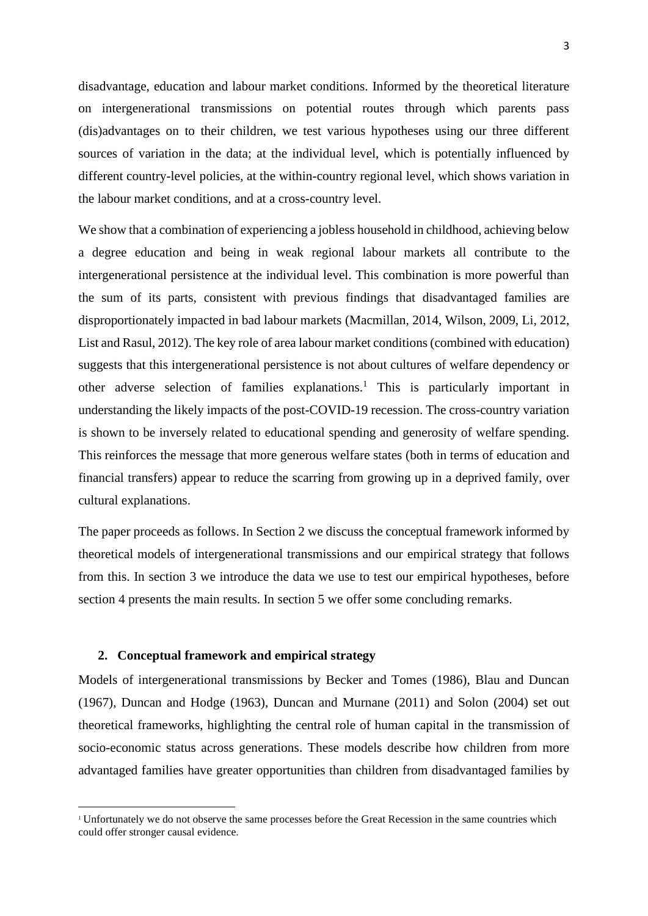disadvantage, education and labour market conditions. Informed by the theoretical literature on intergenerational transmissions on potential routes through which parents pass (dis)advantages on to their children, we test various hypotheses using our three different sources of variation in the data; at the individual level, which is potentially influenced by different country-level policies, at the within-country regional level, which shows variation in the labour market conditions, and at a cross-country level.

We show that a combination of experiencing a jobless household in childhood, achieving below a degree education and being in weak regional labour markets all contribute to the intergenerational persistence at the individual level. This combination is more powerful than the sum of its parts, consistent with previous findings that disadvantaged families are disproportionately impacted in bad labour markets (Macmillan, 2014, Wilson, 2009, Li, 2012, List and Rasul, 2012). The key role of area labour market conditions (combined with education) suggests that this intergenerational persistence is not about cultures of welfare dependency or other adverse selection of families explanations.[1] This is particularly important in understanding the likely impacts of the post-COVID-19 recession. The cross-country variation is shown to be inversely related to educational spending and generosity of welfare spending. This reinforces the message that more generous welfare states (both in terms of education and financial transfers) appear to reduce the scarring from growing up in a deprived family, over cultural explanations.

The paper proceeds as follows. In Section 2 we discuss the conceptual framework informed by theoretical models of intergenerational transmissions and our empirical strategy that follows from this. In section 3 we introduce the data we use to test our empirical hypotheses, before section 4 presents the main results. In section 5 we offer some concluding remarks.

## 2. Conceptual framework and empirical strategy

Models of intergenerational transmissions by Becker and Tomes (1986), Blau and Duncan (1967), Duncan and Hodge (1963), Duncan and Murnane (2011) and Solon (2004) set out theoretical frameworks, highlighting the central role of human capital in the transmission of socio-economic status across generations. These models describe how children from more advantaged families have greater opportunities than children from disadvantaged families by

[1] Unfortunately we do not observe the same processes before the Great Recession in the same countries which could offer stronger causal evidence.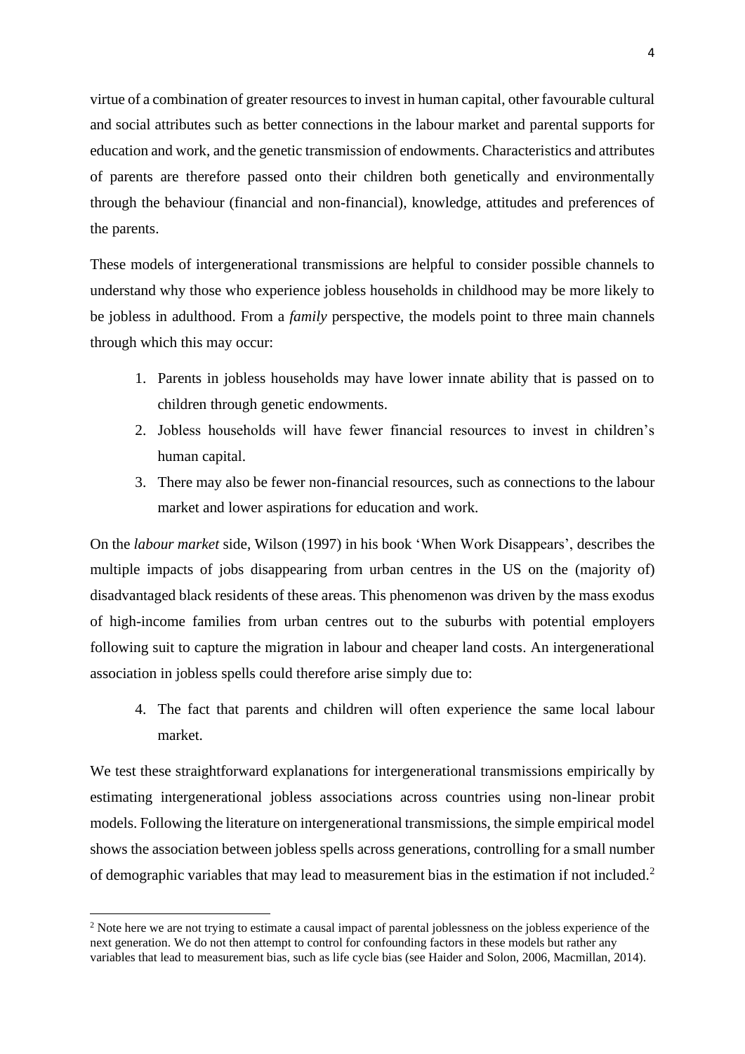virtue of a combination of greater resources to invest in human capital, other favourable cultural and social attributes such as better connections in the labour market and parental supports for education and work, and the genetic transmission of endowments. Characteristics and attributes of parents are therefore passed onto their children both genetically and environmentally through the behaviour (financial and non-financial), knowledge, attitudes and preferences of the parents.

These models of intergenerational transmissions are helpful to consider possible channels to understand why those who experience jobless households in childhood may be more likely to be jobless in adulthood. From a *family* perspective, the models point to three main channels through which this may occur:

1. Parents in jobless households may have lower innate ability that is passed on to children through genetic endowments.
2. Jobless households will have fewer financial resources to invest in children's human capital.
3. There may also be fewer non-financial resources, such as connections to the labour market and lower aspirations for education and work.

On the *labour market* side, Wilson (1997) in his book 'When Work Disappears', describes the multiple impacts of jobs disappearing from urban centres in the US on the (majority of) disadvantaged black residents of these areas. This phenomenon was driven by the mass exodus of high-income families from urban centres out to the suburbs with potential employers following suit to capture the migration in labour and cheaper land costs. An intergenerational association in jobless spells could therefore arise simply due to:

4. The fact that parents and children will often experience the same local labour market.

We test these straightforward explanations for intergenerational transmissions empirically by estimating intergenerational jobless associations across countries using non-linear probit models. Following the literature on intergenerational transmissions, the simple empirical model shows the association between jobless spells across generations, controlling for a small number of demographic variables that may lead to measurement bias in the estimation if not included.[2]

[2] Note here we are not trying to estimate a causal impact of parental joblessness on the jobless experience of the next generation. We do not then attempt to control for confounding factors in these models but rather any variables that lead to measurement bias, such as life cycle bias (see Haider and Solon, 2006, Macmillan, 2014).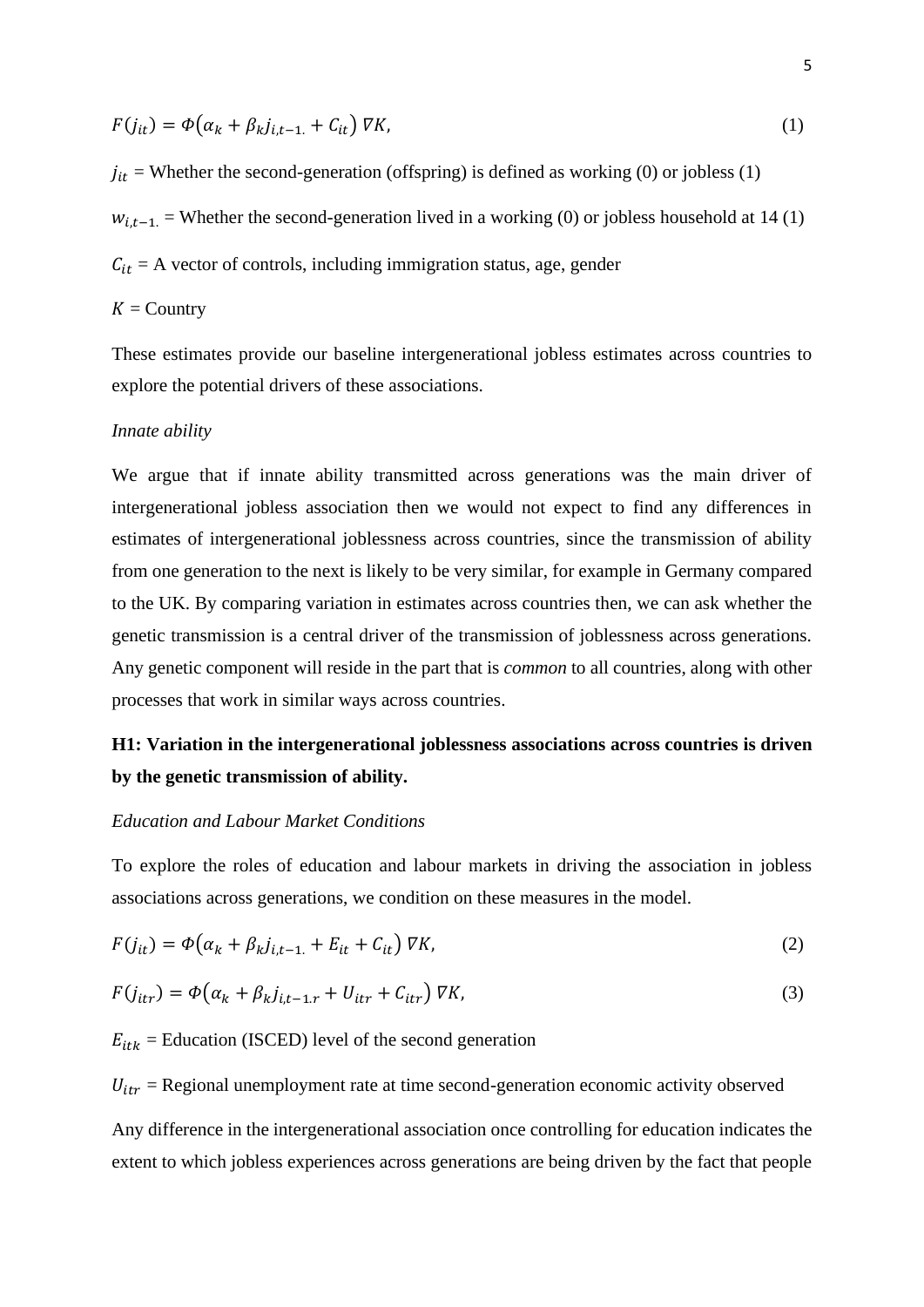$$F(j_{it}) = \Phi\left(\alpha_k + \beta_k j_{i,t-1.} + C_{it}\right) \nabla K, \tag{1}$$

$j_{it}$ = Whether the second-generation (offspring) is defined as working (0) or jobless (1)

$w_{i,t-1.}$ = Whether the second-generation lived in a working (0) or jobless household at 14 (1)

$C_{it}$ = A vector of controls, including immigration status, age, gender

$K$ = Country

These estimates provide our baseline intergenerational jobless estimates across countries to explore the potential drivers of these associations.

*Innate ability*

We argue that if innate ability transmitted across generations was the main driver of intergenerational jobless association then we would not expect to find any differences in estimates of intergenerational joblessness across countries, since the transmission of ability from one generation to the next is likely to be very similar, for example in Germany compared to the UK. By comparing variation in estimates across countries then, we can ask whether the genetic transmission is a central driver of the transmission of joblessness across generations. Any genetic component will reside in the part that is *common* to all countries, along with other processes that work in similar ways across countries.

**H1: Variation in the intergenerational joblessness associations across countries is driven by the genetic transmission of ability.**

*Education and Labour Market Conditions*

To explore the roles of education and labour markets in driving the association in jobless associations across generations, we condition on these measures in the model.

$$F(j_{it}) = \Phi\left(\alpha_k + \beta_k j_{i,t-1.} + E_{it} + C_{it}\right) \nabla K, \tag{2}$$

$$F(j_{itr}) = \Phi\left(\alpha_k + \beta_k j_{i,t-1.r} + U_{itr} + C_{itr}\right) \nabla K, \tag{3}$$

$E_{itk}$ = Education (ISCED) level of the second generation

$U_{itr}$ = Regional unemployment rate at time second-generation economic activity observed

Any difference in the intergenerational association once controlling for education indicates the extent to which jobless experiences across generations are being driven by the fact that people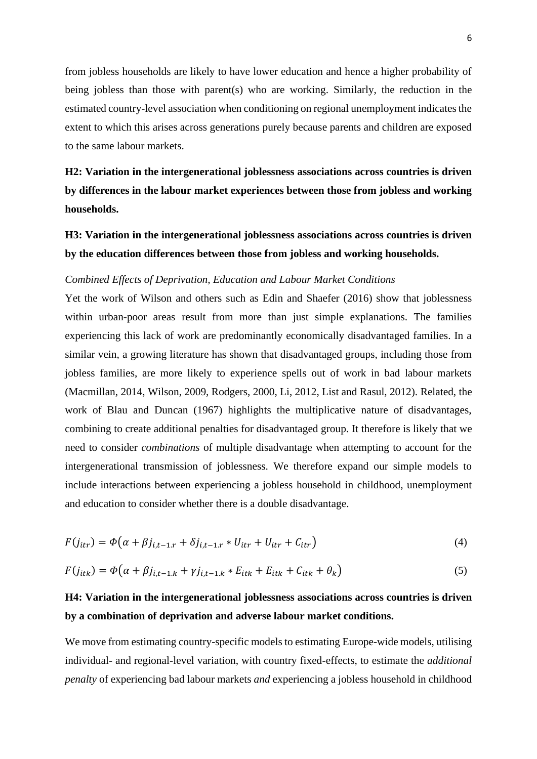from jobless households are likely to have lower education and hence a higher probability of being jobless than those with parent(s) who are working. Similarly, the reduction in the estimated country-level association when conditioning on regional unemployment indicates the extent to which this arises across generations purely because parents and children are exposed to the same labour markets.

**H2: Variation in the intergenerational joblessness associations across countries is driven by differences in the labour market experiences between those from jobless and working households.**

**H3: Variation in the intergenerational joblessness associations across countries is driven by the education differences between those from jobless and working households.**

*Combined Effects of Deprivation, Education and Labour Market Conditions*

Yet the work of Wilson and others such as Edin and Shaefer (2016) show that joblessness within urban-poor areas result from more than just simple explanations. The families experiencing this lack of work are predominantly economically disadvantaged families. In a similar vein, a growing literature has shown that disadvantaged groups, including those from jobless families, are more likely to experience spells out of work in bad labour markets (Macmillan, 2014, Wilson, 2009, Rodgers, 2000, Li, 2012, List and Rasul, 2012). Related, the work of Blau and Duncan (1967) highlights the multiplicative nature of disadvantages, combining to create additional penalties for disadvantaged group. It therefore is likely that we need to consider *combinations* of multiple disadvantage when attempting to account for the intergenerational transmission of joblessness. We therefore expand our simple models to include interactions between experiencing a jobless household in childhood, unemployment and education to consider whether there is a double disadvantage.

$$F(j_{itr}) = \Phi\left(\alpha + \beta j_{i,t-1.r} + \delta j_{i,t-1.r} * U_{itr} + U_{itr} + C_{itr}\right) \tag{4}$$

$$F(j_{itk}) = \Phi\left(\alpha + \beta j_{i,t-1.k} + \gamma j_{i,t-1.k} * E_{itk} + E_{itk} + C_{itk} + \theta_k\right) \tag{5}$$

**H4: Variation in the intergenerational joblessness associations across countries is driven by a combination of deprivation and adverse labour market conditions.**

We move from estimating country-specific models to estimating Europe-wide models, utilising individual- and regional-level variation, with country fixed-effects, to estimate the *additional penalty* of experiencing bad labour markets *and* experiencing a jobless household in childhood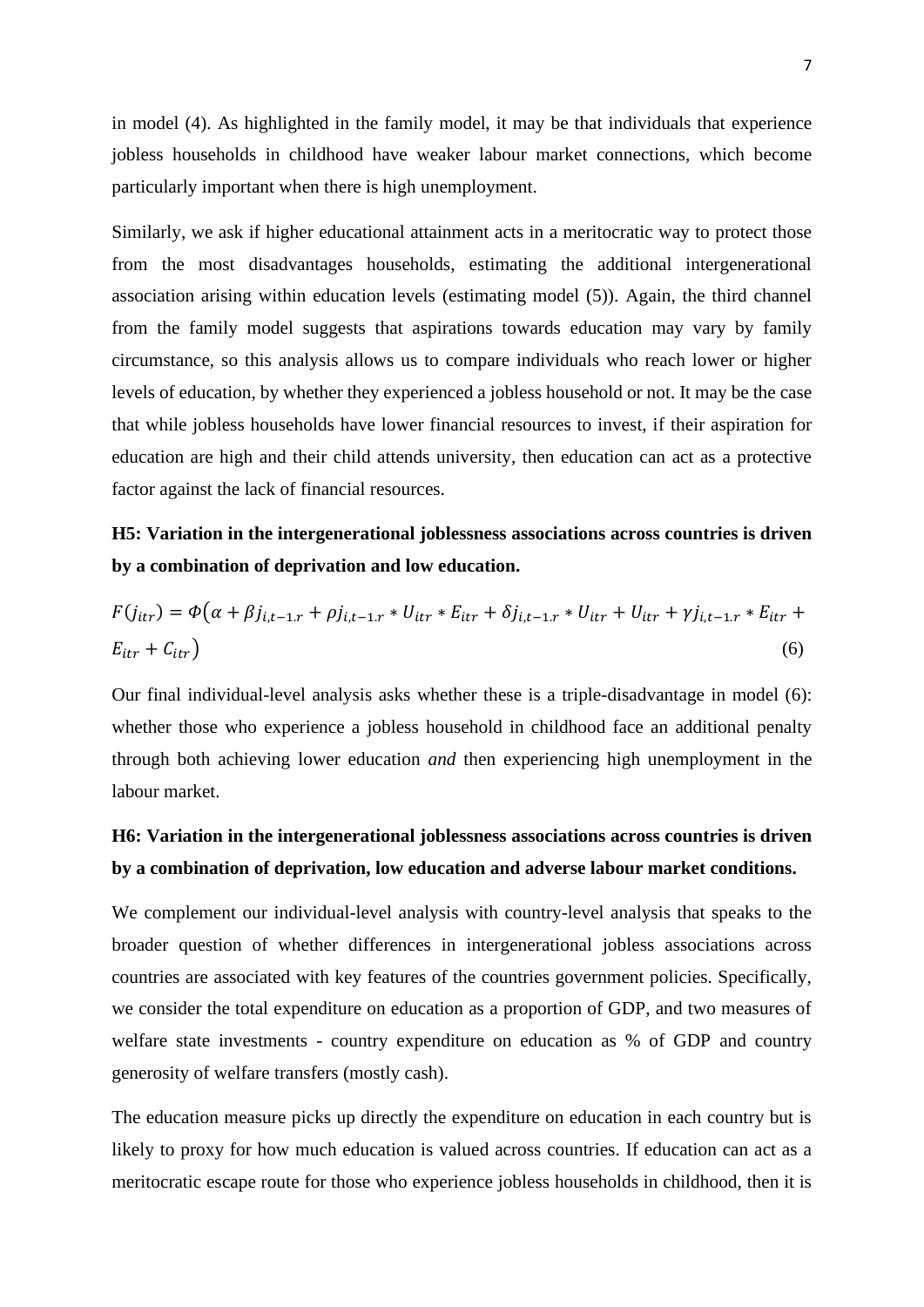in model (4). As highlighted in the family model, it may be that individuals that experience jobless households in childhood have weaker labour market connections, which become particularly important when there is high unemployment.

Similarly, we ask if higher educational attainment acts in a meritocratic way to protect those from the most disadvantages households, estimating the additional intergenerational association arising within education levels (estimating model (5)). Again, the third channel from the family model suggests that aspirations towards education may vary by family circumstance, so this analysis allows us to compare individuals who reach lower or higher levels of education, by whether they experienced a jobless household or not. It may be the case that while jobless households have lower financial resources to invest, if their aspiration for education are high and their child attends university, then education can act as a protective factor against the lack of financial resources.

**H5: Variation in the intergenerational joblessness associations across countries is driven by a combination of deprivation and low education.**

$$F(j_{itr}) = \Phi\big(\alpha + \beta j_{i,t-1.r} + \rho j_{i,t-1.r} * U_{itr} * E_{itr} + \delta j_{i,t-1.r} * U_{itr} + U_{itr} + \gamma j_{i,t-1.r} * E_{itr} + E_{itr} + C_{itr}\big) \tag{6}$$

Our final individual-level analysis asks whether these is a triple-disadvantage in model (6): whether those who experience a jobless household in childhood face an additional penalty through both achieving lower education *and* then experiencing high unemployment in the labour market.

**H6: Variation in the intergenerational joblessness associations across countries is driven by a combination of deprivation, low education and adverse labour market conditions.**

We complement our individual-level analysis with country-level analysis that speaks to the broader question of whether differences in intergenerational jobless associations across countries are associated with key features of the countries government policies. Specifically, we consider the total expenditure on education as a proportion of GDP, and two measures of welfare state investments - country expenditure on education as % of GDP and country generosity of welfare transfers (mostly cash).

The education measure picks up directly the expenditure on education in each country but is likely to proxy for how much education is valued across countries. If education can act as a meritocratic escape route for those who experience jobless households in childhood, then it is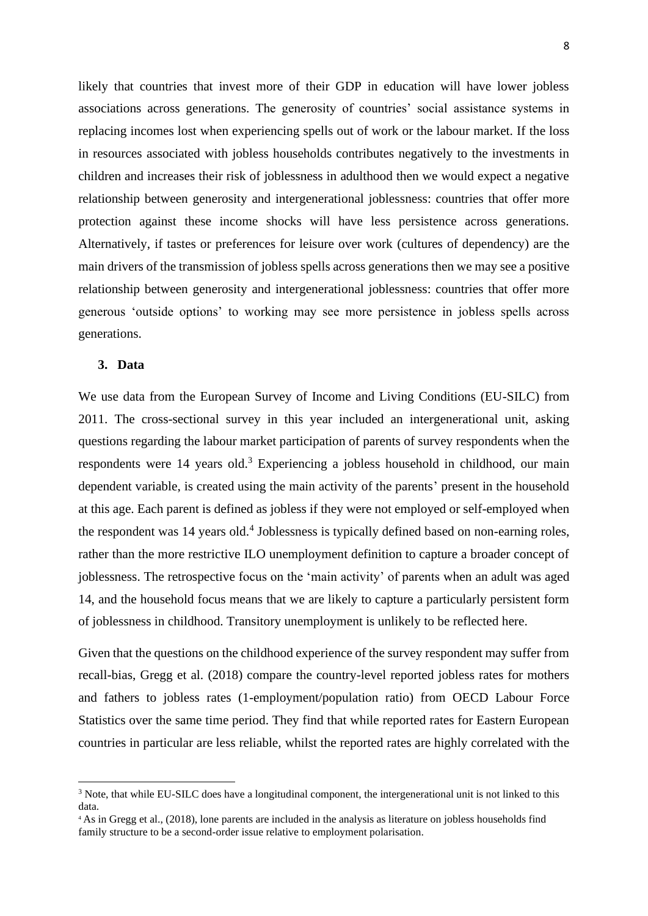likely that countries that invest more of their GDP in education will have lower jobless associations across generations. The generosity of countries' social assistance systems in replacing incomes lost when experiencing spells out of work or the labour market. If the loss in resources associated with jobless households contributes negatively to the investments in children and increases their risk of joblessness in adulthood then we would expect a negative relationship between generosity and intergenerational joblessness: countries that offer more protection against these income shocks will have less persistence across generations. Alternatively, if tastes or preferences for leisure over work (cultures of dependency) are the main drivers of the transmission of jobless spells across generations then we may see a positive relationship between generosity and intergenerational joblessness: countries that offer more generous 'outside options' to working may see more persistence in jobless spells across generations.

## 3. Data

We use data from the European Survey of Income and Living Conditions (EU-SILC) from 2011. The cross-sectional survey in this year included an intergenerational unit, asking questions regarding the labour market participation of parents of survey respondents when the respondents were 14 years old.[3] Experiencing a jobless household in childhood, our main dependent variable, is created using the main activity of the parents' present in the household at this age. Each parent is defined as jobless if they were not employed or self-employed when the respondent was 14 years old.[4] Joblessness is typically defined based on non-earning roles, rather than the more restrictive ILO unemployment definition to capture a broader concept of joblessness. The retrospective focus on the 'main activity' of parents when an adult was aged 14, and the household focus means that we are likely to capture a particularly persistent form of joblessness in childhood. Transitory unemployment is unlikely to be reflected here.

Given that the questions on the childhood experience of the survey respondent may suffer from recall-bias, Gregg et al. (2018) compare the country-level reported jobless rates for mothers and fathers to jobless rates (1-employment/population ratio) from OECD Labour Force Statistics over the same time period. They find that while reported rates for Eastern European countries in particular are less reliable, whilst the reported rates are highly correlated with the

---

[3] Note, that while EU-SILC does have a longitudinal component, the intergenerational unit is not linked to this data.

[4] As in Gregg et al., (2018), lone parents are included in the analysis as literature on jobless households find family structure to be a second-order issue relative to employment polarisation.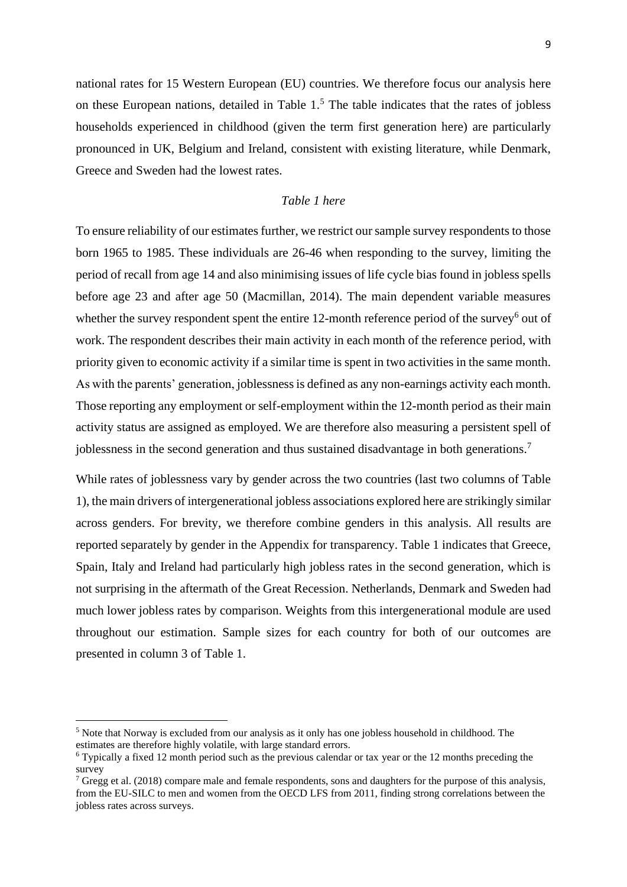national rates for 15 Western European (EU) countries. We therefore focus our analysis here on these European nations, detailed in Table 1.[5] The table indicates that the rates of jobless households experienced in childhood (given the term first generation here) are particularly pronounced in UK, Belgium and Ireland, consistent with existing literature, while Denmark, Greece and Sweden had the lowest rates.

*Table 1 here*

To ensure reliability of our estimates further, we restrict our sample survey respondents to those born 1965 to 1985. These individuals are 26-46 when responding to the survey, limiting the period of recall from age 14 and also minimising issues of life cycle bias found in jobless spells before age 23 and after age 50 (Macmillan, 2014). The main dependent variable measures whether the survey respondent spent the entire 12-month reference period of the survey[6] out of work. The respondent describes their main activity in each month of the reference period, with priority given to economic activity if a similar time is spent in two activities in the same month. As with the parents' generation, joblessness is defined as any non-earnings activity each month. Those reporting any employment or self-employment within the 12-month period as their main activity status are assigned as employed. We are therefore also measuring a persistent spell of joblessness in the second generation and thus sustained disadvantage in both generations.[7]

While rates of joblessness vary by gender across the two countries (last two columns of Table 1), the main drivers of intergenerational jobless associations explored here are strikingly similar across genders. For brevity, we therefore combine genders in this analysis. All results are reported separately by gender in the Appendix for transparency. Table 1 indicates that Greece, Spain, Italy and Ireland had particularly high jobless rates in the second generation, which is not surprising in the aftermath of the Great Recession. Netherlands, Denmark and Sweden had much lower jobless rates by comparison. Weights from this intergenerational module are used throughout our estimation. Sample sizes for each country for both of our outcomes are presented in column 3 of Table 1.

---

[5] Note that Norway is excluded from our analysis as it only has one jobless household in childhood. The estimates are therefore highly volatile, with large standard errors.

[6] Typically a fixed 12 month period such as the previous calendar or tax year or the 12 months preceding the survey

[7] Gregg et al. (2018) compare male and female respondents, sons and daughters for the purpose of this analysis, from the EU-SILC to men and women from the OECD LFS from 2011, finding strong correlations between the jobless rates across surveys.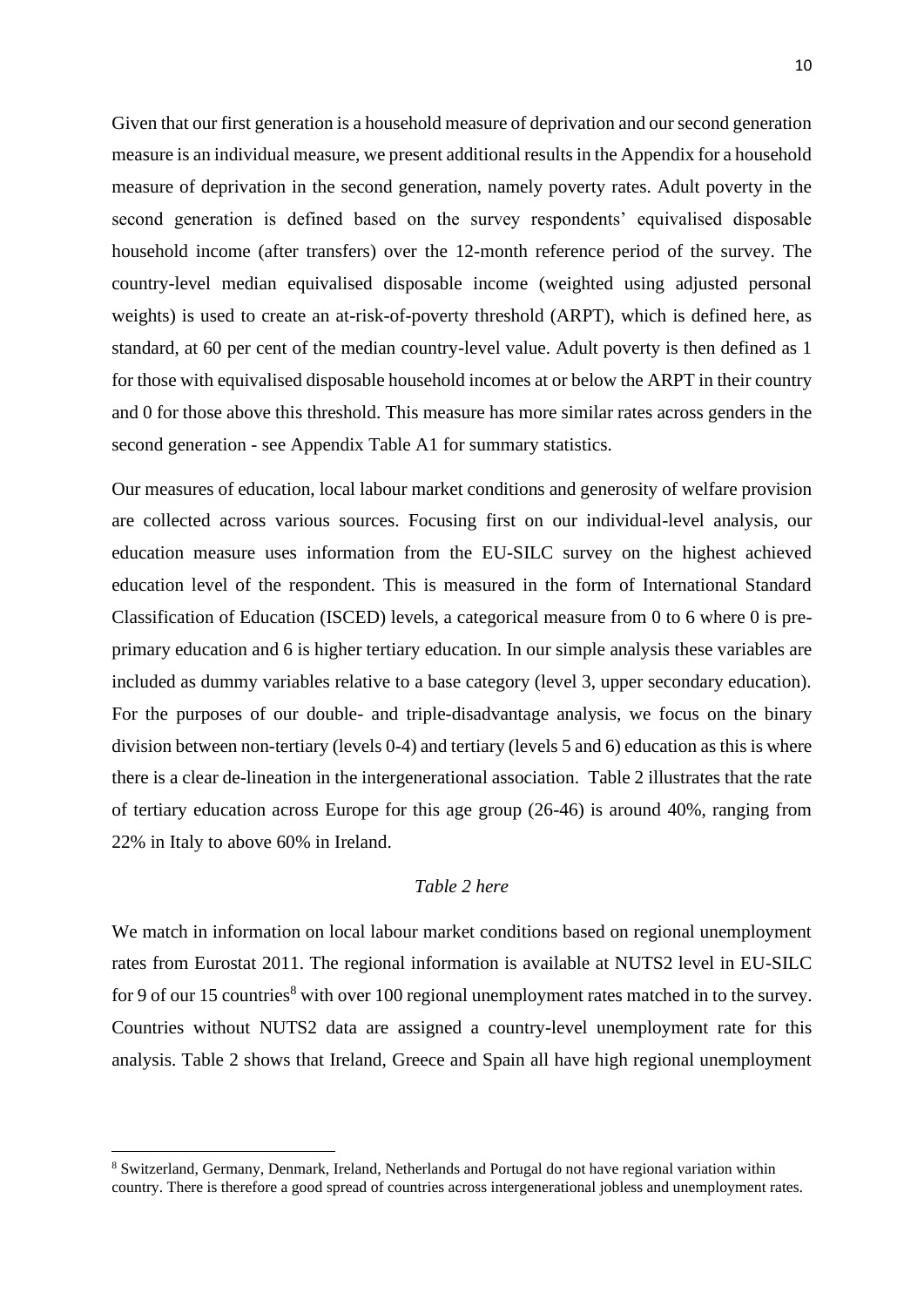Given that our first generation is a household measure of deprivation and our second generation measure is an individual measure, we present additional results in the Appendix for a household measure of deprivation in the second generation, namely poverty rates. Adult poverty in the second generation is defined based on the survey respondents' equivalised disposable household income (after transfers) over the 12-month reference period of the survey. The country-level median equivalised disposable income (weighted using adjusted personal weights) is used to create an at-risk-of-poverty threshold (ARPT), which is defined here, as standard, at 60 per cent of the median country-level value. Adult poverty is then defined as 1 for those with equivalised disposable household incomes at or below the ARPT in their country and 0 for those above this threshold. This measure has more similar rates across genders in the second generation - see Appendix Table A1 for summary statistics.

Our measures of education, local labour market conditions and generosity of welfare provision are collected across various sources. Focusing first on our individual-level analysis, our education measure uses information from the EU-SILC survey on the highest achieved education level of the respondent. This is measured in the form of International Standard Classification of Education (ISCED) levels, a categorical measure from 0 to 6 where 0 is pre-primary education and 6 is higher tertiary education. In our simple analysis these variables are included as dummy variables relative to a base category (level 3, upper secondary education). For the purposes of our double- and triple-disadvantage analysis, we focus on the binary division between non-tertiary (levels 0-4) and tertiary (levels 5 and 6) education as this is where there is a clear de-lineation in the intergenerational association. Table 2 illustrates that the rate of tertiary education across Europe for this age group (26-46) is around 40%, ranging from 22% in Italy to above 60% in Ireland.

*Table 2 here*

We match in information on local labour market conditions based on regional unemployment rates from Eurostat 2011. The regional information is available at NUTS2 level in EU-SILC for 9 of our 15 countries[8] with over 100 regional unemployment rates matched in to the survey. Countries without NUTS2 data are assigned a country-level unemployment rate for this analysis. Table 2 shows that Ireland, Greece and Spain all have high regional unemployment

[8] Switzerland, Germany, Denmark, Ireland, Netherlands and Portugal do not have regional variation within country. There is therefore a good spread of countries across intergenerational jobless and unemployment rates.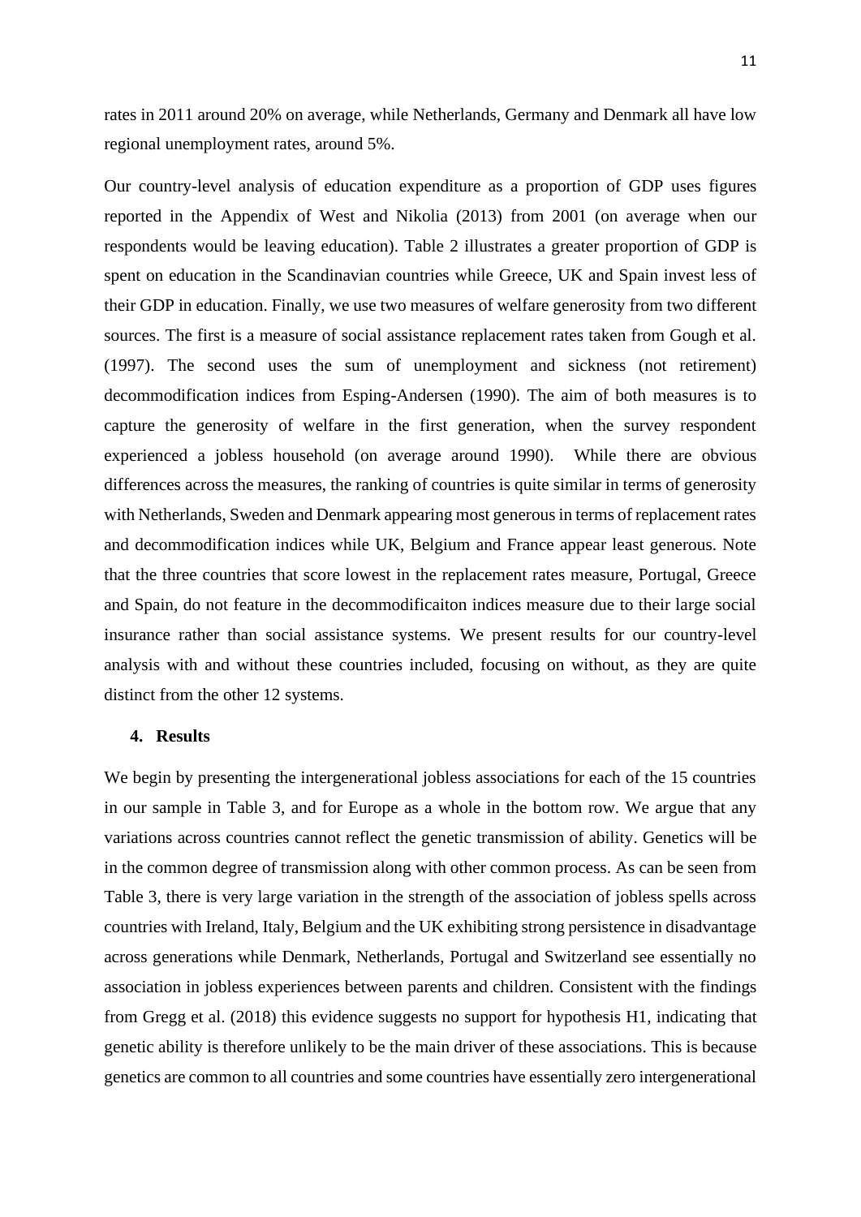rates in 2011 around 20% on average, while Netherlands, Germany and Denmark all have low regional unemployment rates, around 5%.

Our country-level analysis of education expenditure as a proportion of GDP uses figures reported in the Appendix of West and Nikolia (2013) from 2001 (on average when our respondents would be leaving education). Table 2 illustrates a greater proportion of GDP is spent on education in the Scandinavian countries while Greece, UK and Spain invest less of their GDP in education. Finally, we use two measures of welfare generosity from two different sources. The first is a measure of social assistance replacement rates taken from Gough et al. (1997). The second uses the sum of unemployment and sickness (not retirement) decommodification indices from Esping-Andersen (1990). The aim of both measures is to capture the generosity of welfare in the first generation, when the survey respondent experienced a jobless household (on average around 1990). While there are obvious differences across the measures, the ranking of countries is quite similar in terms of generosity with Netherlands, Sweden and Denmark appearing most generous in terms of replacement rates and decommodification indices while UK, Belgium and France appear least generous. Note that the three countries that score lowest in the replacement rates measure, Portugal, Greece and Spain, do not feature in the decommodificaiton indices measure due to their large social insurance rather than social assistance systems. We present results for our country-level analysis with and without these countries included, focusing on without, as they are quite distinct from the other 12 systems.

## 4. Results

We begin by presenting the intergenerational jobless associations for each of the 15 countries in our sample in Table 3, and for Europe as a whole in the bottom row. We argue that any variations across countries cannot reflect the genetic transmission of ability. Genetics will be in the common degree of transmission along with other common process. As can be seen from Table 3, there is very large variation in the strength of the association of jobless spells across countries with Ireland, Italy, Belgium and the UK exhibiting strong persistence in disadvantage across generations while Denmark, Netherlands, Portugal and Switzerland see essentially no association in jobless experiences between parents and children. Consistent with the findings from Gregg et al. (2018) this evidence suggests no support for hypothesis H1, indicating that genetic ability is therefore unlikely to be the main driver of these associations. This is because genetics are common to all countries and some countries have essentially zero intergenerational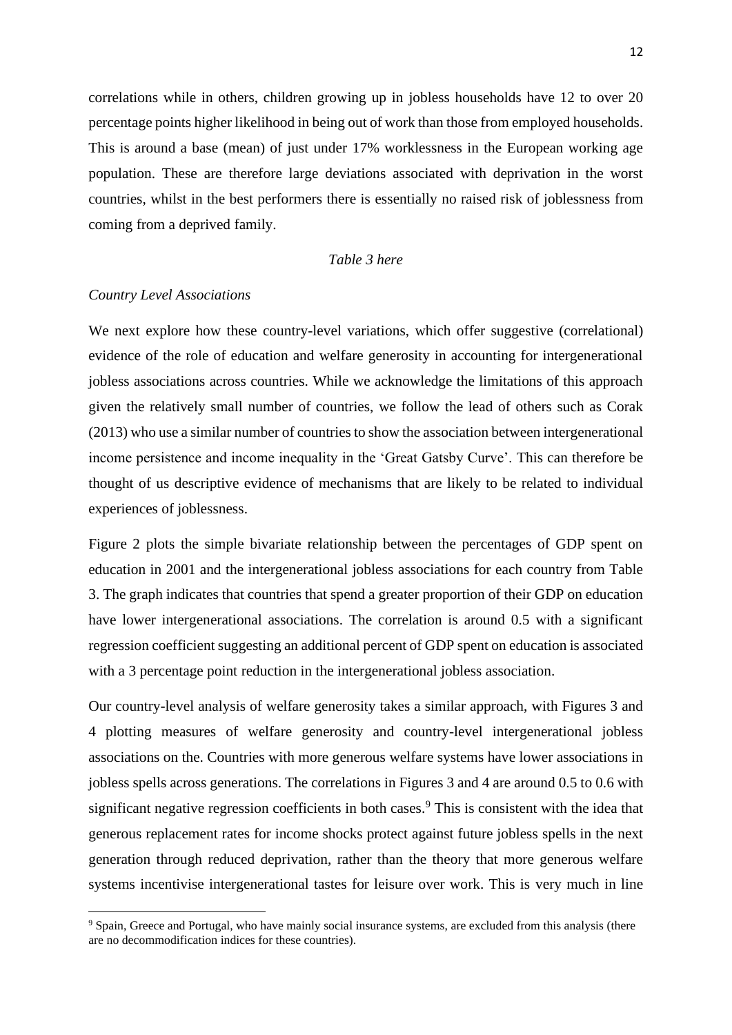correlations while in others, children growing up in jobless households have 12 to over 20 percentage points higher likelihood in being out of work than those from employed households. This is around a base (mean) of just under 17% worklessness in the European working age population. These are therefore large deviations associated with deprivation in the worst countries, whilst in the best performers there is essentially no raised risk of joblessness from coming from a deprived family.

*Table 3 here*

*Country Level Associations*

We next explore how these country-level variations, which offer suggestive (correlational) evidence of the role of education and welfare generosity in accounting for intergenerational jobless associations across countries. While we acknowledge the limitations of this approach given the relatively small number of countries, we follow the lead of others such as Corak (2013) who use a similar number of countries to show the association between intergenerational income persistence and income inequality in the 'Great Gatsby Curve'. This can therefore be thought of us descriptive evidence of mechanisms that are likely to be related to individual experiences of joblessness.

Figure 2 plots the simple bivariate relationship between the percentages of GDP spent on education in 2001 and the intergenerational jobless associations for each country from Table 3. The graph indicates that countries that spend a greater proportion of their GDP on education have lower intergenerational associations. The correlation is around 0.5 with a significant regression coefficient suggesting an additional percent of GDP spent on education is associated with a 3 percentage point reduction in the intergenerational jobless association.

Our country-level analysis of welfare generosity takes a similar approach, with Figures 3 and 4 plotting measures of welfare generosity and country-level intergenerational jobless associations on the. Countries with more generous welfare systems have lower associations in jobless spells across generations. The correlations in Figures 3 and 4 are around 0.5 to 0.6 with significant negative regression coefficients in both cases.[9] This is consistent with the idea that generous replacement rates for income shocks protect against future jobless spells in the next generation through reduced deprivation, rather than the theory that more generous welfare systems incentivise intergenerational tastes for leisure over work. This is very much in line

[9] Spain, Greece and Portugal, who have mainly social insurance systems, are excluded from this analysis (there are no decommodification indices for these countries).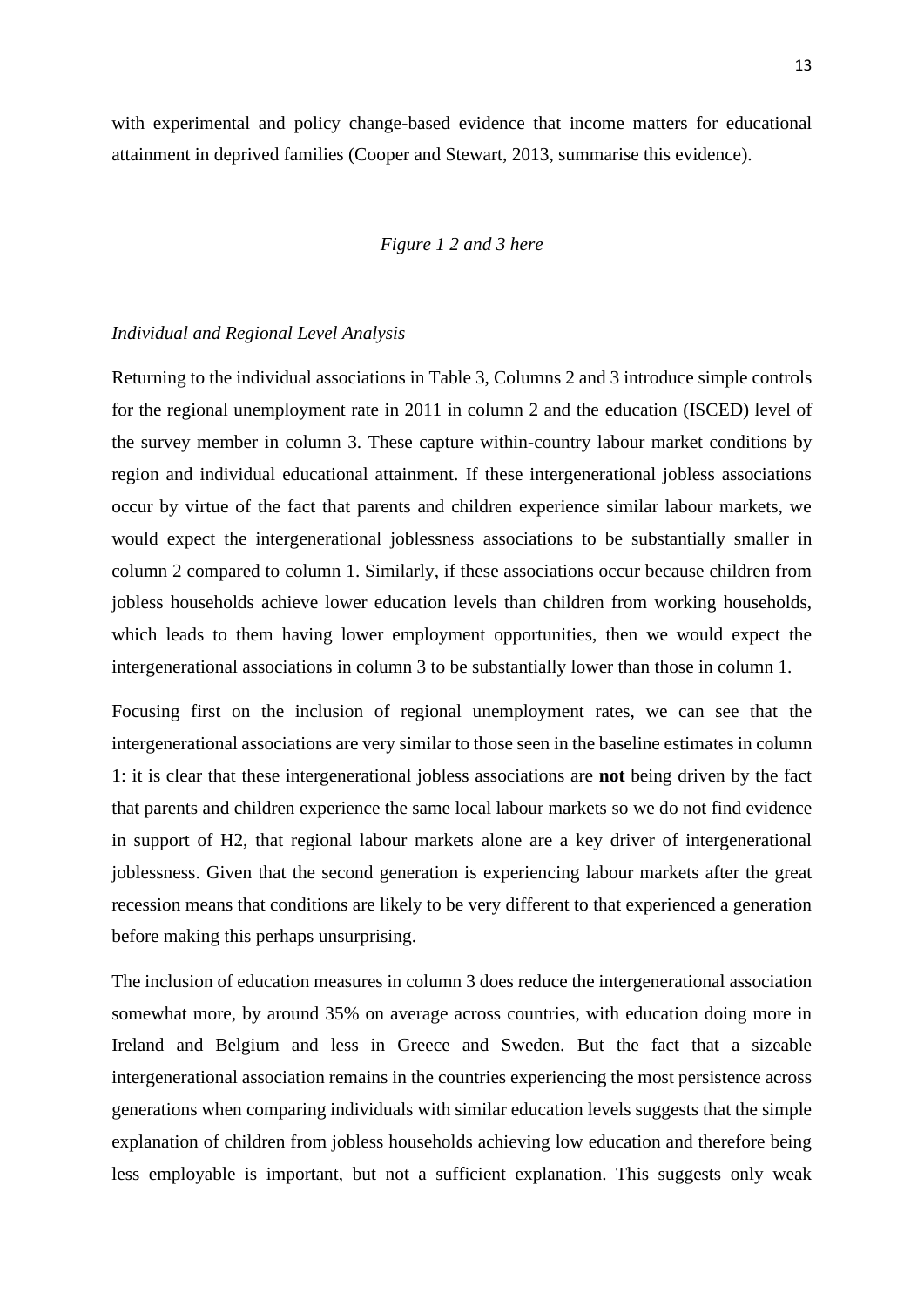with experimental and policy change-based evidence that income matters for educational attainment in deprived families (Cooper and Stewart, 2013, summarise this evidence).

*Figure 1 2 and 3 here*

*Individual and Regional Level Analysis*

Returning to the individual associations in Table 3, Columns 2 and 3 introduce simple controls for the regional unemployment rate in 2011 in column 2 and the education (ISCED) level of the survey member in column 3. These capture within-country labour market conditions by region and individual educational attainment. If these intergenerational jobless associations occur by virtue of the fact that parents and children experience similar labour markets, we would expect the intergenerational joblessness associations to be substantially smaller in column 2 compared to column 1. Similarly, if these associations occur because children from jobless households achieve lower education levels than children from working households, which leads to them having lower employment opportunities, then we would expect the intergenerational associations in column 3 to be substantially lower than those in column 1.

Focusing first on the inclusion of regional unemployment rates, we can see that the intergenerational associations are very similar to those seen in the baseline estimates in column 1: it is clear that these intergenerational jobless associations are **not** being driven by the fact that parents and children experience the same local labour markets so we do not find evidence in support of H2, that regional labour markets alone are a key driver of intergenerational joblessness. Given that the second generation is experiencing labour markets after the great recession means that conditions are likely to be very different to that experienced a generation before making this perhaps unsurprising.

The inclusion of education measures in column 3 does reduce the intergenerational association somewhat more, by around 35% on average across countries, with education doing more in Ireland and Belgium and less in Greece and Sweden. But the fact that a sizeable intergenerational association remains in the countries experiencing the most persistence across generations when comparing individuals with similar education levels suggests that the simple explanation of children from jobless households achieving low education and therefore being less employable is important, but not a sufficient explanation. This suggests only weak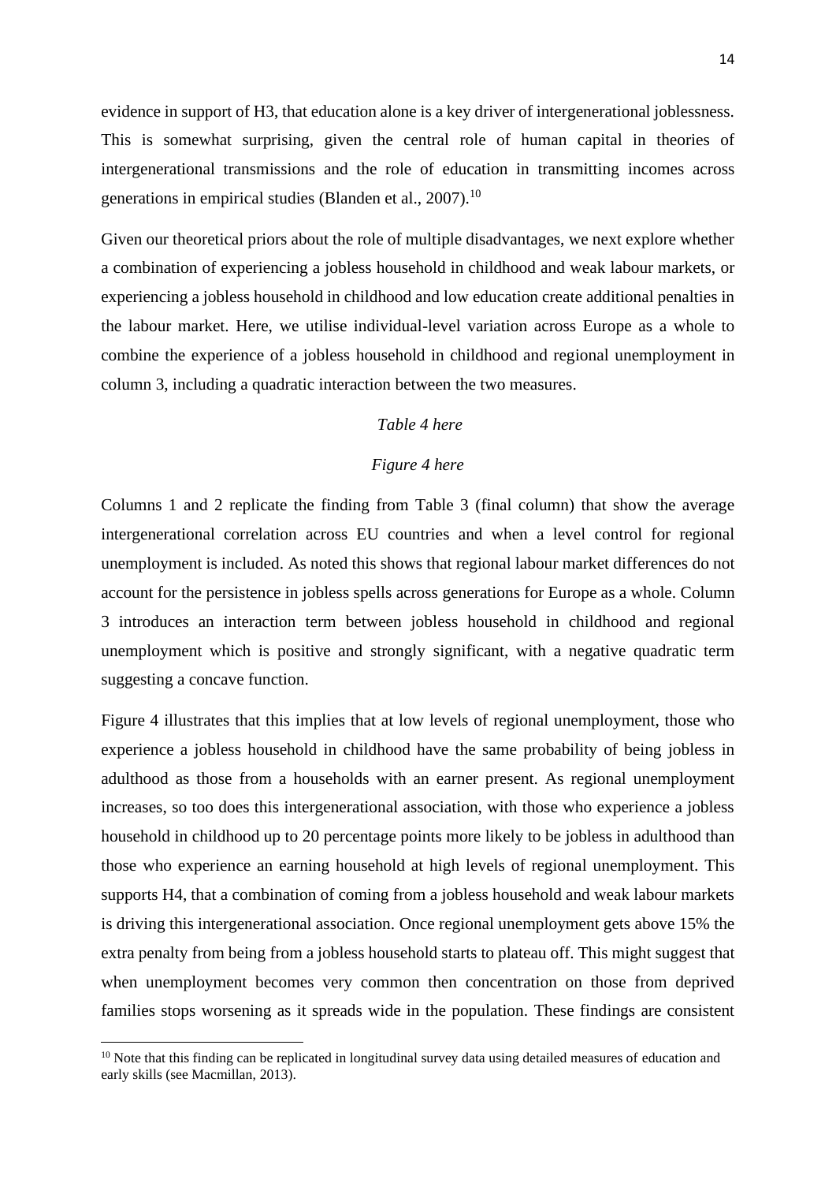evidence in support of H3, that education alone is a key driver of intergenerational joblessness. This is somewhat surprising, given the central role of human capital in theories of intergenerational transmissions and the role of education in transmitting incomes across generations in empirical studies (Blanden et al., 2007).[10]

Given our theoretical priors about the role of multiple disadvantages, we next explore whether a combination of experiencing a jobless household in childhood and weak labour markets, or experiencing a jobless household in childhood and low education create additional penalties in the labour market. Here, we utilise individual-level variation across Europe as a whole to combine the experience of a jobless household in childhood and regional unemployment in column 3, including a quadratic interaction between the two measures.

*Table 4 here*

*Figure 4 here*

Columns 1 and 2 replicate the finding from Table 3 (final column) that show the average intergenerational correlation across EU countries and when a level control for regional unemployment is included. As noted this shows that regional labour market differences do not account for the persistence in jobless spells across generations for Europe as a whole. Column 3 introduces an interaction term between jobless household in childhood and regional unemployment which is positive and strongly significant, with a negative quadratic term suggesting a concave function.

Figure 4 illustrates that this implies that at low levels of regional unemployment, those who experience a jobless household in childhood have the same probability of being jobless in adulthood as those from a households with an earner present. As regional unemployment increases, so too does this intergenerational association, with those who experience a jobless household in childhood up to 20 percentage points more likely to be jobless in adulthood than those who experience an earning household at high levels of regional unemployment. This supports H4, that a combination of coming from a jobless household and weak labour markets is driving this intergenerational association. Once regional unemployment gets above 15% the extra penalty from being from a jobless household starts to plateau off. This might suggest that when unemployment becomes very common then concentration on those from deprived families stops worsening as it spreads wide in the population. These findings are consistent

[10] Note that this finding can be replicated in longitudinal survey data using detailed measures of education and early skills (see Macmillan, 2013).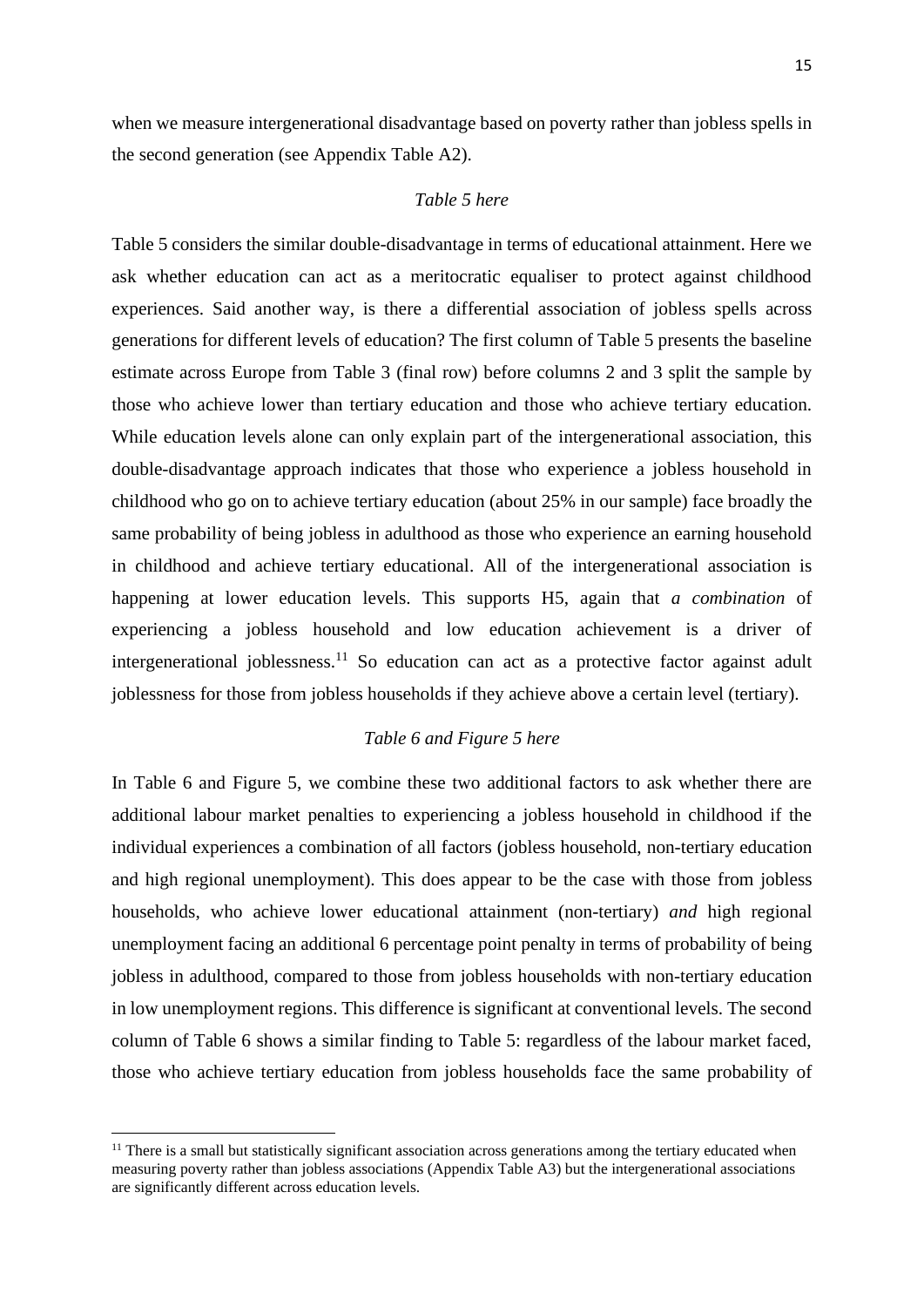when we measure intergenerational disadvantage based on poverty rather than jobless spells in the second generation (see Appendix Table A2).

*Table 5 here*

Table 5 considers the similar double-disadvantage in terms of educational attainment. Here we ask whether education can act as a meritocratic equaliser to protect against childhood experiences. Said another way, is there a differential association of jobless spells across generations for different levels of education? The first column of Table 5 presents the baseline estimate across Europe from Table 3 (final row) before columns 2 and 3 split the sample by those who achieve lower than tertiary education and those who achieve tertiary education. While education levels alone can only explain part of the intergenerational association, this double-disadvantage approach indicates that those who experience a jobless household in childhood who go on to achieve tertiary education (about 25% in our sample) face broadly the same probability of being jobless in adulthood as those who experience an earning household in childhood and achieve tertiary educational. All of the intergenerational association is happening at lower education levels. This supports H5, again that *a combination* of experiencing a jobless household and low education achievement is a driver of intergenerational joblessness.[11] So education can act as a protective factor against adult joblessness for those from jobless households if they achieve above a certain level (tertiary).

*Table 6 and Figure 5 here*

In Table 6 and Figure 5, we combine these two additional factors to ask whether there are additional labour market penalties to experiencing a jobless household in childhood if the individual experiences a combination of all factors (jobless household, non-tertiary education and high regional unemployment). This does appear to be the case with those from jobless households, who achieve lower educational attainment (non-tertiary) *and* high regional unemployment facing an additional 6 percentage point penalty in terms of probability of being jobless in adulthood, compared to those from jobless households with non-tertiary education in low unemployment regions. This difference is significant at conventional levels. The second column of Table 6 shows a similar finding to Table 5: regardless of the labour market faced, those who achieve tertiary education from jobless households face the same probability of

[11] There is a small but statistically significant association across generations among the tertiary educated when measuring poverty rather than jobless associations (Appendix Table A3) but the intergenerational associations are significantly different across education levels.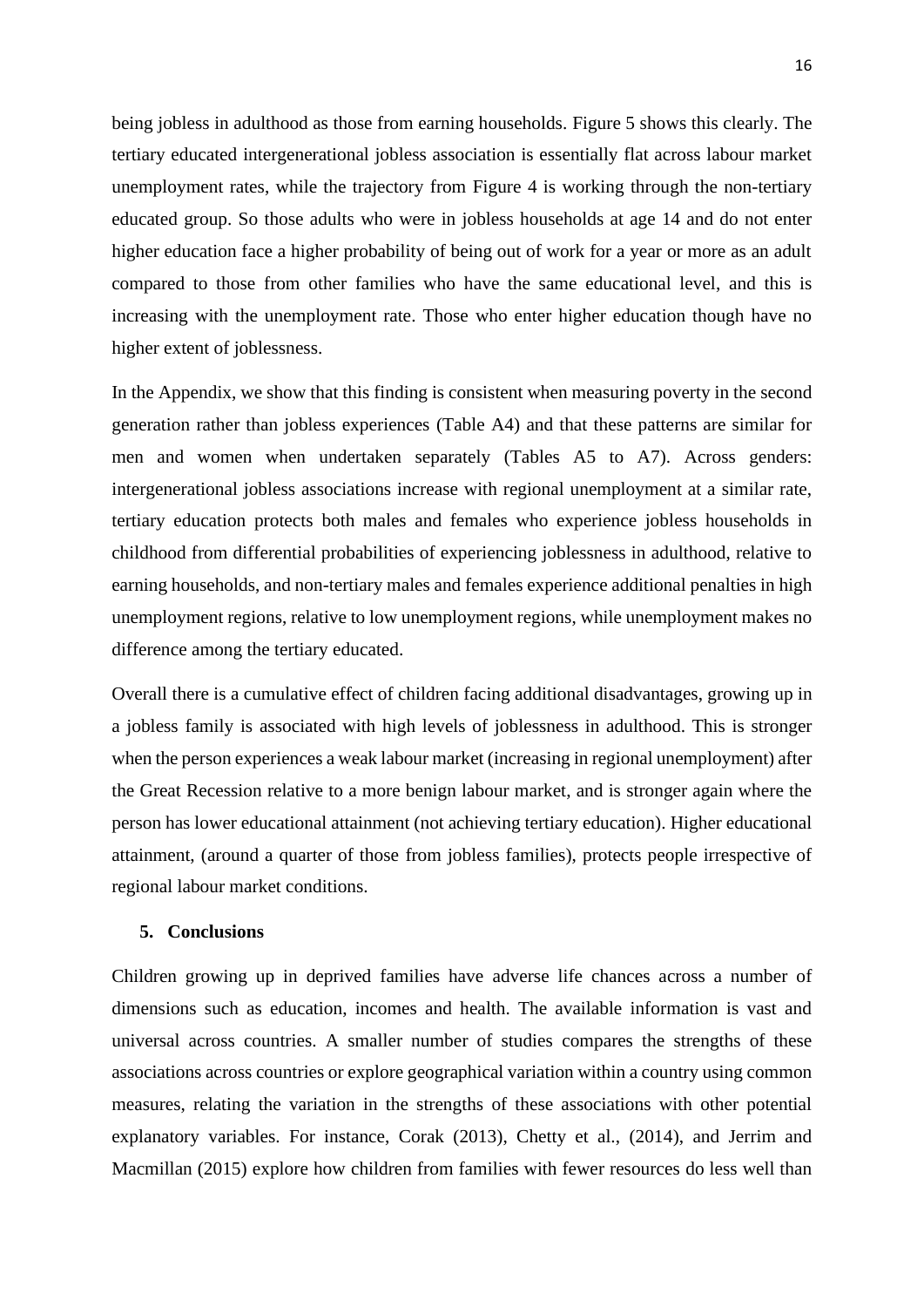being jobless in adulthood as those from earning households. Figure 5 shows this clearly. The tertiary educated intergenerational jobless association is essentially flat across labour market unemployment rates, while the trajectory from Figure 4 is working through the non-tertiary educated group. So those adults who were in jobless households at age 14 and do not enter higher education face a higher probability of being out of work for a year or more as an adult compared to those from other families who have the same educational level, and this is increasing with the unemployment rate. Those who enter higher education though have no higher extent of joblessness.

In the Appendix, we show that this finding is consistent when measuring poverty in the second generation rather than jobless experiences (Table A4) and that these patterns are similar for men and women when undertaken separately (Tables A5 to A7). Across genders: intergenerational jobless associations increase with regional unemployment at a similar rate, tertiary education protects both males and females who experience jobless households in childhood from differential probabilities of experiencing joblessness in adulthood, relative to earning households, and non-tertiary males and females experience additional penalties in high unemployment regions, relative to low unemployment regions, while unemployment makes no difference among the tertiary educated.

Overall there is a cumulative effect of children facing additional disadvantages, growing up in a jobless family is associated with high levels of joblessness in adulthood. This is stronger when the person experiences a weak labour market (increasing in regional unemployment) after the Great Recession relative to a more benign labour market, and is stronger again where the person has lower educational attainment (not achieving tertiary education). Higher educational attainment, (around a quarter of those from jobless families), protects people irrespective of regional labour market conditions.

## 5. Conclusions

Children growing up in deprived families have adverse life chances across a number of dimensions such as education, incomes and health. The available information is vast and universal across countries. A smaller number of studies compares the strengths of these associations across countries or explore geographical variation within a country using common measures, relating the variation in the strengths of these associations with other potential explanatory variables. For instance, Corak (2013), Chetty et al., (2014), and Jerrim and Macmillan (2015) explore how children from families with fewer resources do less well than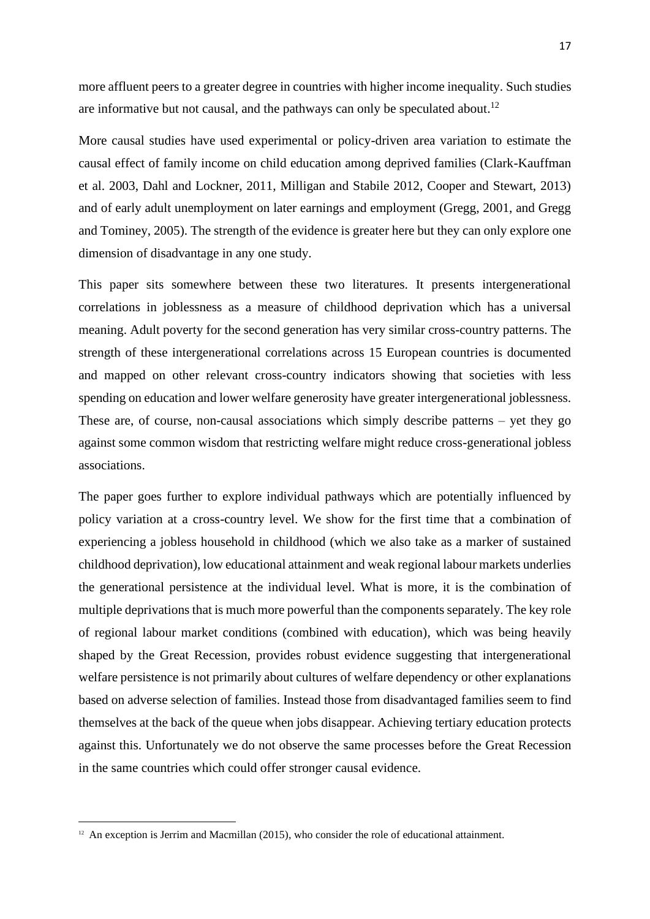more affluent peers to a greater degree in countries with higher income inequality. Such studies are informative but not causal, and the pathways can only be speculated about.[12]

More causal studies have used experimental or policy-driven area variation to estimate the causal effect of family income on child education among deprived families (Clark-Kauffman et al. 2003, Dahl and Lockner, 2011, Milligan and Stabile 2012, Cooper and Stewart, 2013) and of early adult unemployment on later earnings and employment (Gregg, 2001, and Gregg and Tominey, 2005). The strength of the evidence is greater here but they can only explore one dimension of disadvantage in any one study.

This paper sits somewhere between these two literatures. It presents intergenerational correlations in joblessness as a measure of childhood deprivation which has a universal meaning. Adult poverty for the second generation has very similar cross-country patterns. The strength of these intergenerational correlations across 15 European countries is documented and mapped on other relevant cross-country indicators showing that societies with less spending on education and lower welfare generosity have greater intergenerational joblessness. These are, of course, non-causal associations which simply describe patterns – yet they go against some common wisdom that restricting welfare might reduce cross-generational jobless associations.

The paper goes further to explore individual pathways which are potentially influenced by policy variation at a cross-country level. We show for the first time that a combination of experiencing a jobless household in childhood (which we also take as a marker of sustained childhood deprivation), low educational attainment and weak regional labour markets underlies the generational persistence at the individual level. What is more, it is the combination of multiple deprivations that is much more powerful than the components separately. The key role of regional labour market conditions (combined with education), which was being heavily shaped by the Great Recession, provides robust evidence suggesting that intergenerational welfare persistence is not primarily about cultures of welfare dependency or other explanations based on adverse selection of families. Instead those from disadvantaged families seem to find themselves at the back of the queue when jobs disappear. Achieving tertiary education protects against this. Unfortunately we do not observe the same processes before the Great Recession in the same countries which could offer stronger causal evidence.

[12] An exception is Jerrim and Macmillan (2015), who consider the role of educational attainment.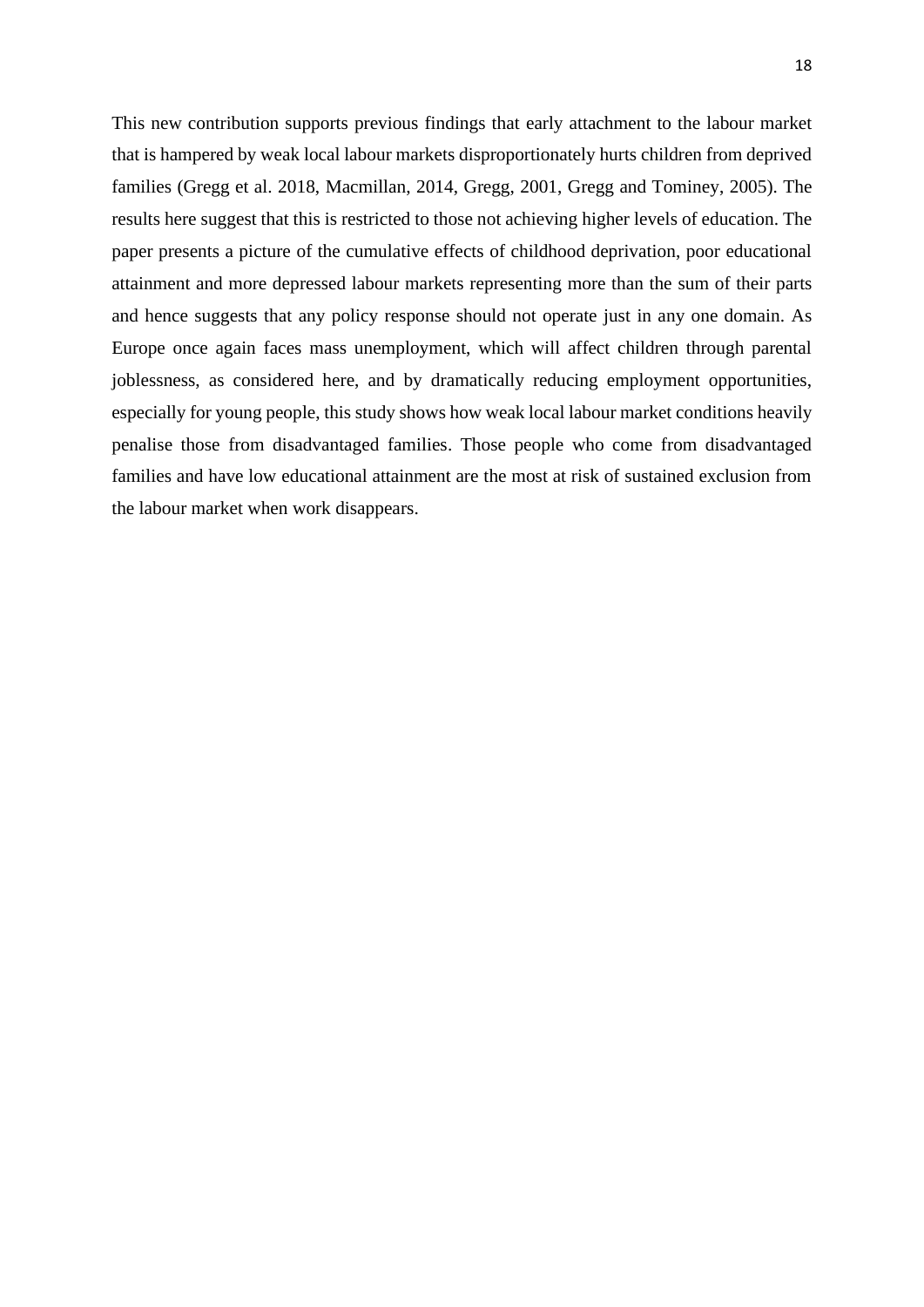This new contribution supports previous findings that early attachment to the labour market that is hampered by weak local labour markets disproportionately hurts children from deprived families (Gregg et al. 2018, Macmillan, 2014, Gregg, 2001, Gregg and Tominey, 2005). The results here suggest that this is restricted to those not achieving higher levels of education. The paper presents a picture of the cumulative effects of childhood deprivation, poor educational attainment and more depressed labour markets representing more than the sum of their parts and hence suggests that any policy response should not operate just in any one domain. As Europe once again faces mass unemployment, which will affect children through parental joblessness, as considered here, and by dramatically reducing employment opportunities, especially for young people, this study shows how weak local labour market conditions heavily penalise those from disadvantaged families. Those people who come from disadvantaged families and have low educational attainment are the most at risk of sustained exclusion from the labour market when work disappears.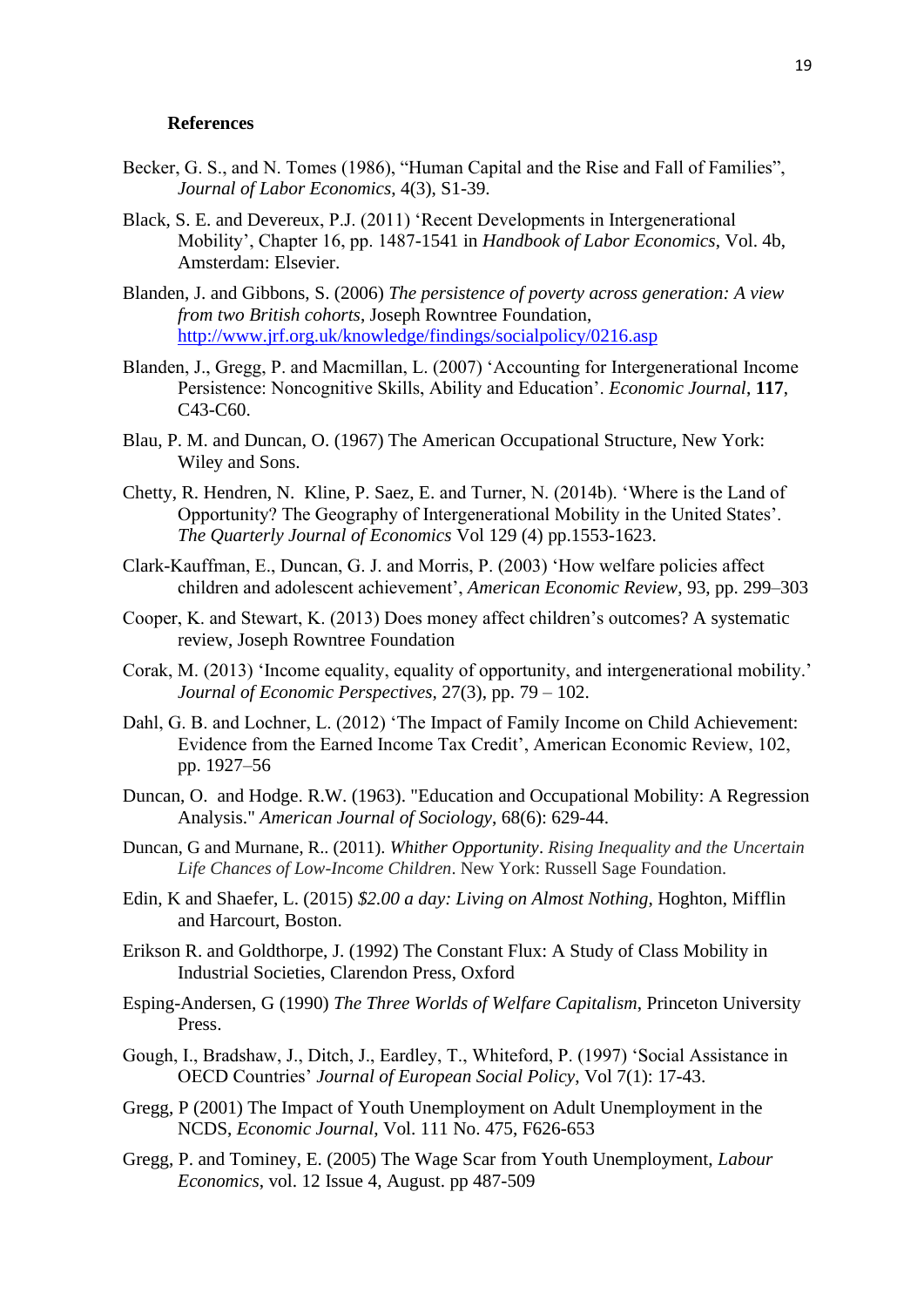**References**

Becker, G. S., and N. Tomes (1986), "Human Capital and the Rise and Fall of Families", *Journal of Labor Economics*, 4(3), S1-39.

Black, S. E. and Devereux, P.J. (2011) 'Recent Developments in Intergenerational Mobility', Chapter 16, pp. 1487-1541 in *Handbook of Labor Economics*, Vol. 4b, Amsterdam: Elsevier.

Blanden, J. and Gibbons, S. (2006) *The persistence of poverty across generation: A view from two British cohorts*, Joseph Rowntree Foundation, http://www.jrf.org.uk/knowledge/findings/socialpolicy/0216.asp

Blanden, J., Gregg, P. and Macmillan, L. (2007) 'Accounting for Intergenerational Income Persistence: Noncognitive Skills, Ability and Education'. *Economic Journal*, **117**, C43-C60.

Blau, P. M. and Duncan, O. (1967) The American Occupational Structure, New York: Wiley and Sons.

Chetty, R. Hendren, N. Kline, P. Saez, E. and Turner, N. (2014b). 'Where is the Land of Opportunity? The Geography of Intergenerational Mobility in the United States'. *The Quarterly Journal of Economics* Vol 129 (4) pp.1553-1623.

Clark-Kauffman, E., Duncan, G. J. and Morris, P. (2003) 'How welfare policies affect children and adolescent achievement', *American Economic Review*, 93, pp. 299–303

Cooper, K. and Stewart, K. (2013) Does money affect children's outcomes? A systematic review, Joseph Rowntree Foundation

Corak, M. (2013) 'Income equality, equality of opportunity, and intergenerational mobility.' *Journal of Economic Perspectives*, 27(3), pp. 79 – 102.

Dahl, G. B. and Lochner, L. (2012) 'The Impact of Family Income on Child Achievement: Evidence from the Earned Income Tax Credit', American Economic Review, 102, pp. 1927–56

Duncan, O. and Hodge. R.W. (1963). "Education and Occupational Mobility: A Regression Analysis." *American Journal of Sociology*, 68(6): 629-44.

Duncan, G and Murnane, R.. (2011). *Whither Opportunity*. *Rising Inequality and the Uncertain Life Chances of Low-Income Children*. New York: Russell Sage Foundation.

Edin, K and Shaefer, L. (2015) *$2.00 a day: Living on Almost Nothing*, Hoghton, Mifflin and Harcourt, Boston.

Erikson R. and Goldthorpe, J. (1992) The Constant Flux: A Study of Class Mobility in Industrial Societies, Clarendon Press, Oxford

Esping-Andersen, G (1990) *The Three Worlds of Welfare Capitalism*, Princeton University Press.

Gough, I., Bradshaw, J., Ditch, J., Eardley, T., Whiteford, P. (1997) 'Social Assistance in OECD Countries' *Journal of European Social Policy*, Vol 7(1): 17-43.

Gregg, P (2001) The Impact of Youth Unemployment on Adult Unemployment in the NCDS, *Economic Journal*, Vol. 111 No. 475, F626-653

Gregg, P. and Tominey, E. (2005) The Wage Scar from Youth Unemployment, *Labour Economics*, vol. 12 Issue 4, August. pp 487-509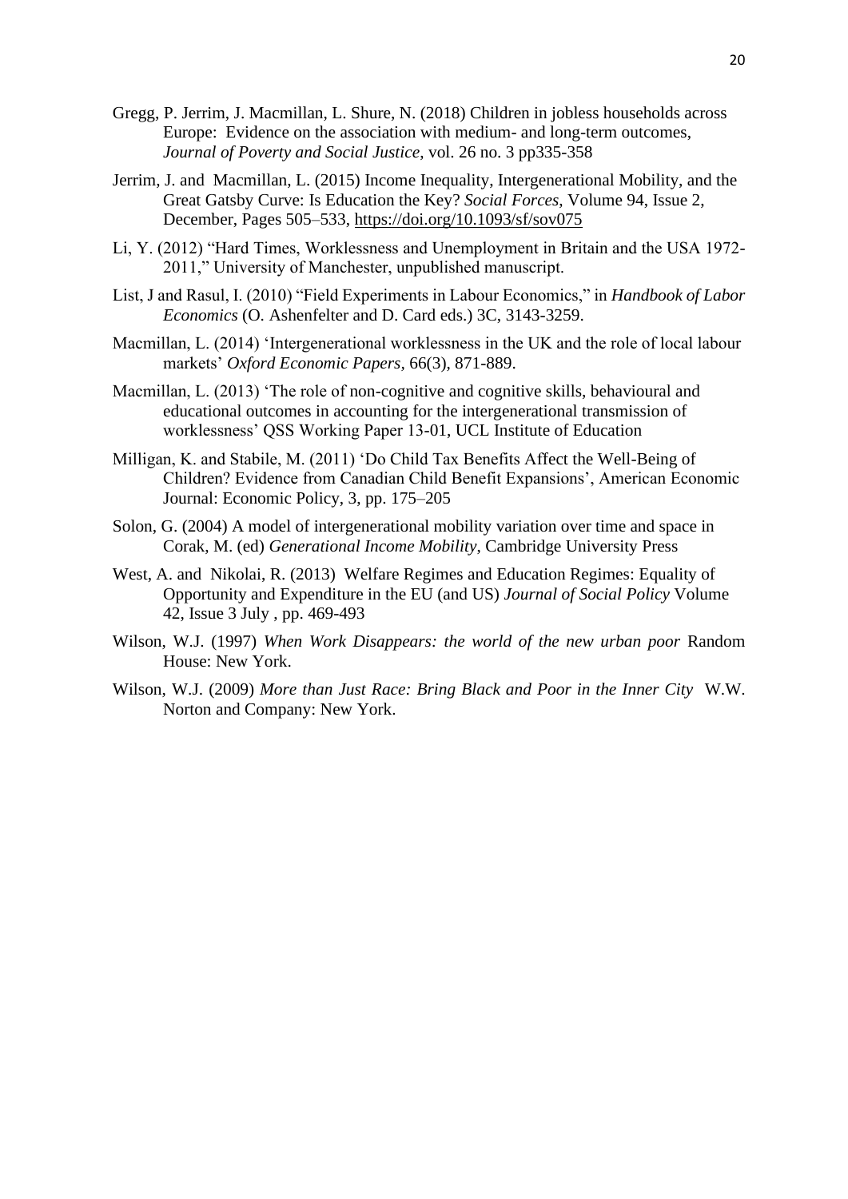Gregg, P. Jerrim, J. Macmillan, L. Shure, N. (2018) Children in jobless households across Europe: Evidence on the association with medium- and long-term outcomes, *Journal of Poverty and Social Justice*, vol. 26 no. 3 pp335-358

Jerrim, J. and Macmillan, L. (2015) Income Inequality, Intergenerational Mobility, and the Great Gatsby Curve: Is Education the Key? *Social Forces*, Volume 94, Issue 2, December, Pages 505–533, https://doi.org/10.1093/sf/sov075

Li, Y. (2012) "Hard Times, Worklessness and Unemployment in Britain and the USA 1972-2011," University of Manchester, unpublished manuscript.

List, J and Rasul, I. (2010) "Field Experiments in Labour Economics," in *Handbook of Labor Economics* (O. Ashenfelter and D. Card eds.) 3C, 3143-3259.

Macmillan, L. (2014) 'Intergenerational worklessness in the UK and the role of local labour markets' *Oxford Economic Papers*, 66(3), 871-889.

Macmillan, L. (2013) 'The role of non-cognitive and cognitive skills, behavioural and educational outcomes in accounting for the intergenerational transmission of worklessness' QSS Working Paper 13-01, UCL Institute of Education

Milligan, K. and Stabile, M. (2011) 'Do Child Tax Benefits Affect the Well-Being of Children? Evidence from Canadian Child Benefit Expansions', American Economic Journal: Economic Policy, 3, pp. 175–205

Solon, G. (2004) A model of intergenerational mobility variation over time and space in Corak, M. (ed) *Generational Income Mobility*, Cambridge University Press

West, A. and Nikolai, R. (2013) Welfare Regimes and Education Regimes: Equality of Opportunity and Expenditure in the EU (and US) *Journal of Social Policy* Volume 42, Issue 3 July , pp. 469-493

Wilson, W.J. (1997) *When Work Disappears: the world of the new urban poor* Random House: New York.

Wilson, W.J. (2009) *More than Just Race: Bring Black and Poor in the Inner City* W.W. Norton and Company: New York.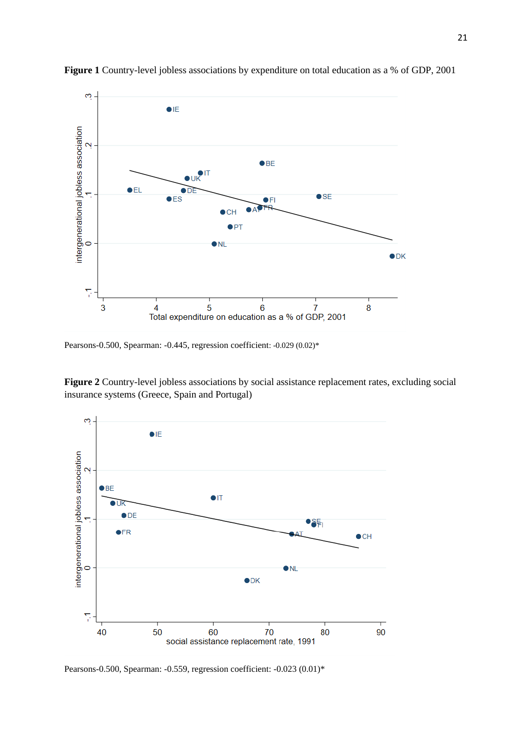**Figure 1** Country-level jobless associations by expenditure on total education as a % of GDP, 2001

Pearsons-0.500, Spearman: -0.445, regression coefficient: -0.029 (0.02)*

**Figure 2** Country-level jobless associations by social assistance replacement rates, excluding social insurance systems (Greece, Spain and Portugal)

Pearsons-0.500, Spearman: -0.559, regression coefficient: -0.023 (0.01)*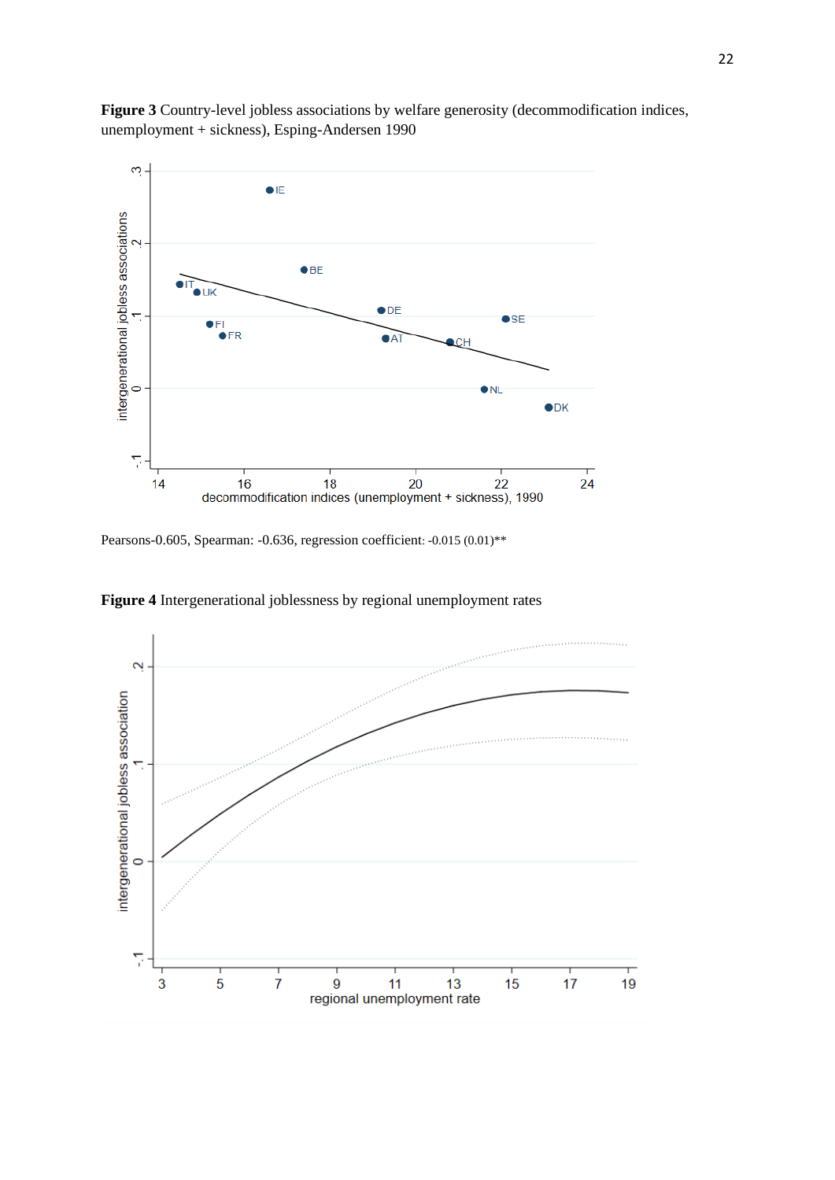**Figure 3** Country-level jobless associations by welfare generosity (decommodification indices, unemployment + sickness), Esping-Andersen 1990

Pearsons-0.605, Spearman: -0.636, regression coefficient: -0.015 (0.01)**

**Figure 4** Intergenerational joblessness by regional unemployment rates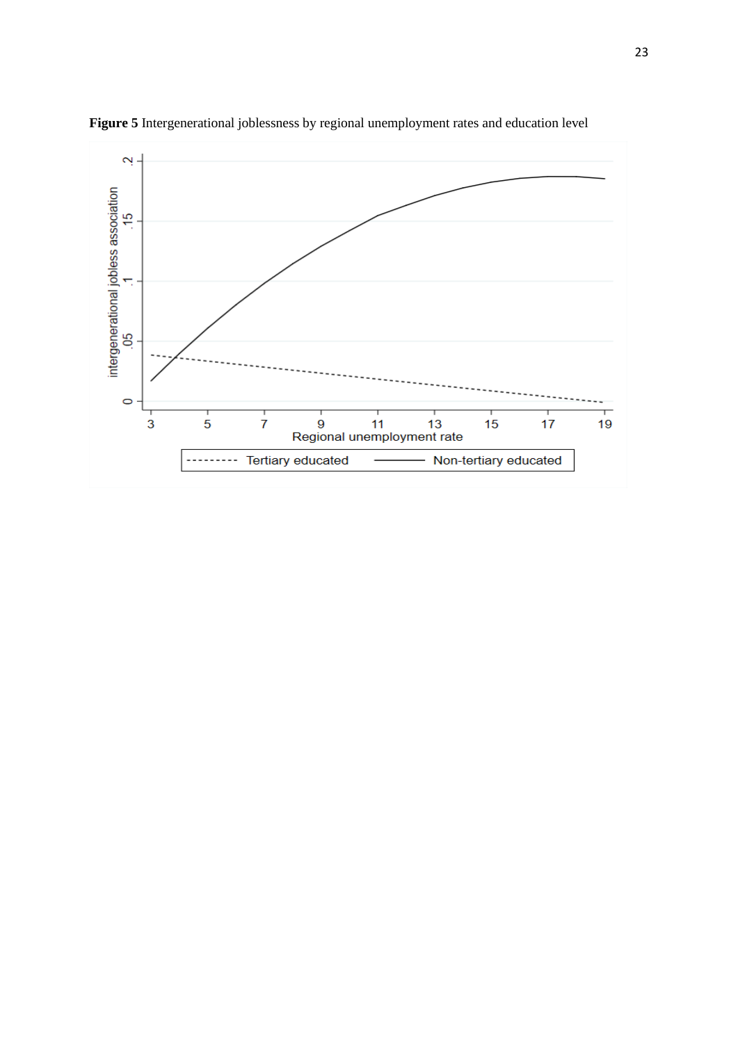**Figure 5** Intergenerational joblessness by regional unemployment rates and education level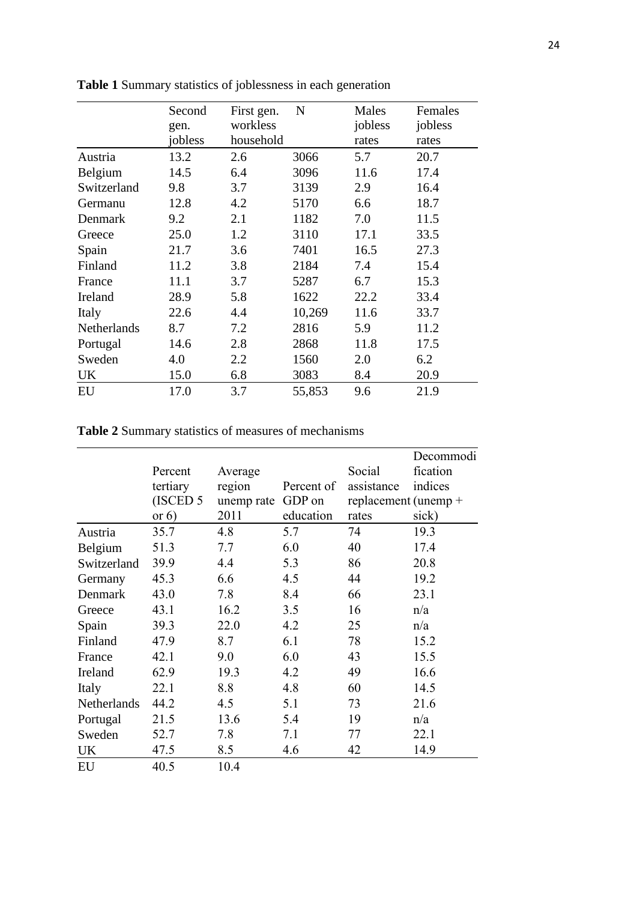**Table 1** Summary statistics of joblessness in each generation

| | Second gen. jobless | First gen. workless household | N | Males jobless rates | Females jobless rates |
|---|---|---|---|---|---|
| Austria | 13.2 | 2.6 | 3066 | 5.7 | 20.7 |
| Belgium | 14.5 | 6.4 | 3096 | 11.6 | 17.4 |
| Switzerland | 9.8 | 3.7 | 3139 | 2.9 | 16.4 |
| Germanu | 12.8 | 4.2 | 5170 | 6.6 | 18.7 |
| Denmark | 9.2 | 2.1 | 1182 | 7.0 | 11.5 |
| Greece | 25.0 | 1.2 | 3110 | 17.1 | 33.5 |
| Spain | 21.7 | 3.6 | 7401 | 16.5 | 27.3 |
| Finland | 11.2 | 3.8 | 2184 | 7.4 | 15.4 |
| France | 11.1 | 3.7 | 5287 | 6.7 | 15.3 |
| Ireland | 28.9 | 5.8 | 1622 | 22.2 | 33.4 |
| Italy | 22.6 | 4.4 | 10,269 | 11.6 | 33.7 |
| Netherlands | 8.7 | 7.2 | 2816 | 5.9 | 11.2 |
| Portugal | 14.6 | 2.8 | 2868 | 11.8 | 17.5 |
| Sweden | 4.0 | 2.2 | 1560 | 2.0 | 6.2 |
| UK | 15.0 | 6.8 | 3083 | 8.4 | 20.9 |
| EU | 17.0 | 3.7 | 55,853 | 9.6 | 21.9 |

**Table 2** Summary statistics of measures of mechanisms

| | Percent tertiary (ISCED 5 or 6) | Average region unemp rate 2011 | Percent of GDP on education | Social assistance replacement rates | Decommodification indices (unemp + sick) |
|---|---|---|---|---|---|
| Austria | 35.7 | 4.8 | 5.7 | 74 | 19.3 |
| Belgium | 51.3 | 7.7 | 6.0 | 40 | 17.4 |
| Switzerland | 39.9 | 4.4 | 5.3 | 86 | 20.8 |
| Germany | 45.3 | 6.6 | 4.5 | 44 | 19.2 |
| Denmark | 43.0 | 7.8 | 8.4 | 66 | 23.1 |
| Greece | 43.1 | 16.2 | 3.5 | 16 | n/a |
| Spain | 39.3 | 22.0 | 4.2 | 25 | n/a |
| Finland | 47.9 | 8.7 | 6.1 | 78 | 15.2 |
| France | 42.1 | 9.0 | 6.0 | 43 | 15.5 |
| Ireland | 62.9 | 19.3 | 4.2 | 49 | 16.6 |
| Italy | 22.1 | 8.8 | 4.8 | 60 | 14.5 |
| Netherlands | 44.2 | 4.5 | 5.1 | 73 | 21.6 |
| Portugal | 21.5 | 13.6 | 5.4 | 19 | n/a |
| Sweden | 52.7 | 7.8 | 7.1 | 77 | 22.1 |
| UK | 47.5 | 8.5 | 4.6 | 42 | 14.9 |
| EU | 40.5 | 10.4 | | | |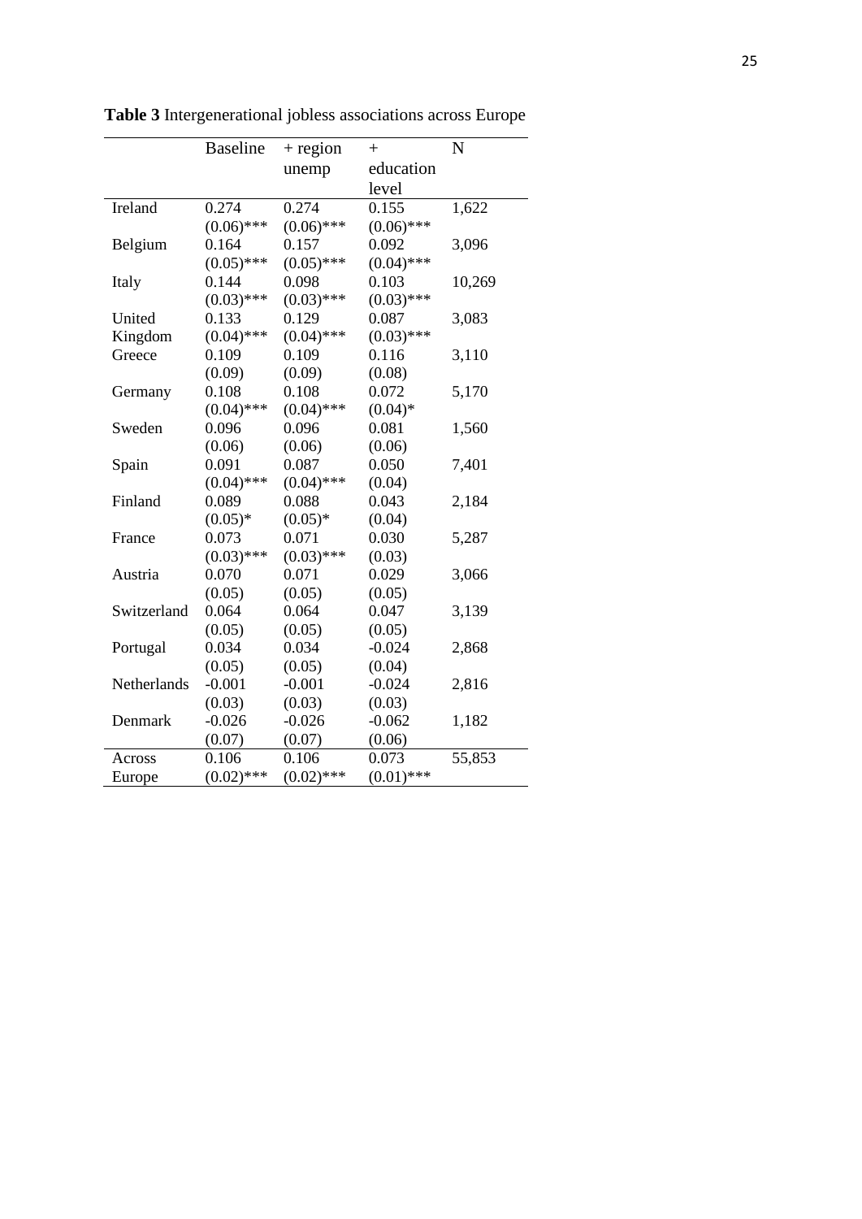**Table 3** Intergenerational jobless associations across Europe

| | Baseline | + region unemp | + education level | N |
|---|---|---|---|---|
| Ireland | 0.274 | 0.274 | 0.155 | 1,622 |
| | (0.06)*** | (0.06)*** | (0.06)*** | |
| Belgium | 0.164 | 0.157 | 0.092 | 3,096 |
| | (0.05)*** | (0.05)*** | (0.04)*** | |
| Italy | 0.144 | 0.098 | 0.103 | 10,269 |
| | (0.03)*** | (0.03)*** | (0.03)*** | |
| United Kingdom | 0.133 | 0.129 | 0.087 | 3,083 |
| | (0.04)*** | (0.04)*** | (0.03)*** | |
| Greece | 0.109 | 0.109 | 0.116 | 3,110 |
| | (0.09) | (0.09) | (0.08) | |
| Germany | 0.108 | 0.108 | 0.072 | 5,170 |
| | (0.04)*** | (0.04)*** | (0.04)* | |
| Sweden | 0.096 | 0.096 | 0.081 | 1,560 |
| | (0.06) | (0.06) | (0.06) | |
| Spain | 0.091 | 0.087 | 0.050 | 7,401 |
| | (0.04)*** | (0.04)*** | (0.04) | |
| Finland | 0.089 | 0.088 | 0.043 | 2,184 |
| | (0.05)* | (0.05)* | (0.04) | |
| France | 0.073 | 0.071 | 0.030 | 5,287 |
| | (0.03)*** | (0.03)*** | (0.03) | |
| Austria | 0.070 | 0.071 | 0.029 | 3,066 |
| | (0.05) | (0.05) | (0.05) | |
| Switzerland | 0.064 | 0.064 | 0.047 | 3,139 |
| | (0.05) | (0.05) | (0.05) | |
| Portugal | 0.034 | 0.034 | -0.024 | 2,868 |
| | (0.05) | (0.05) | (0.04) | |
| Netherlands | -0.001 | -0.001 | -0.024 | 2,816 |
| | (0.03) | (0.03) | (0.03) | |
| Denmark | -0.026 | -0.026 | -0.062 | 1,182 |
| | (0.07) | (0.07) | (0.06) | |
| Across Europe | 0.106 | 0.106 | 0.073 | 55,853 |
| | (0.02)*** | (0.02)*** | (0.01)*** | |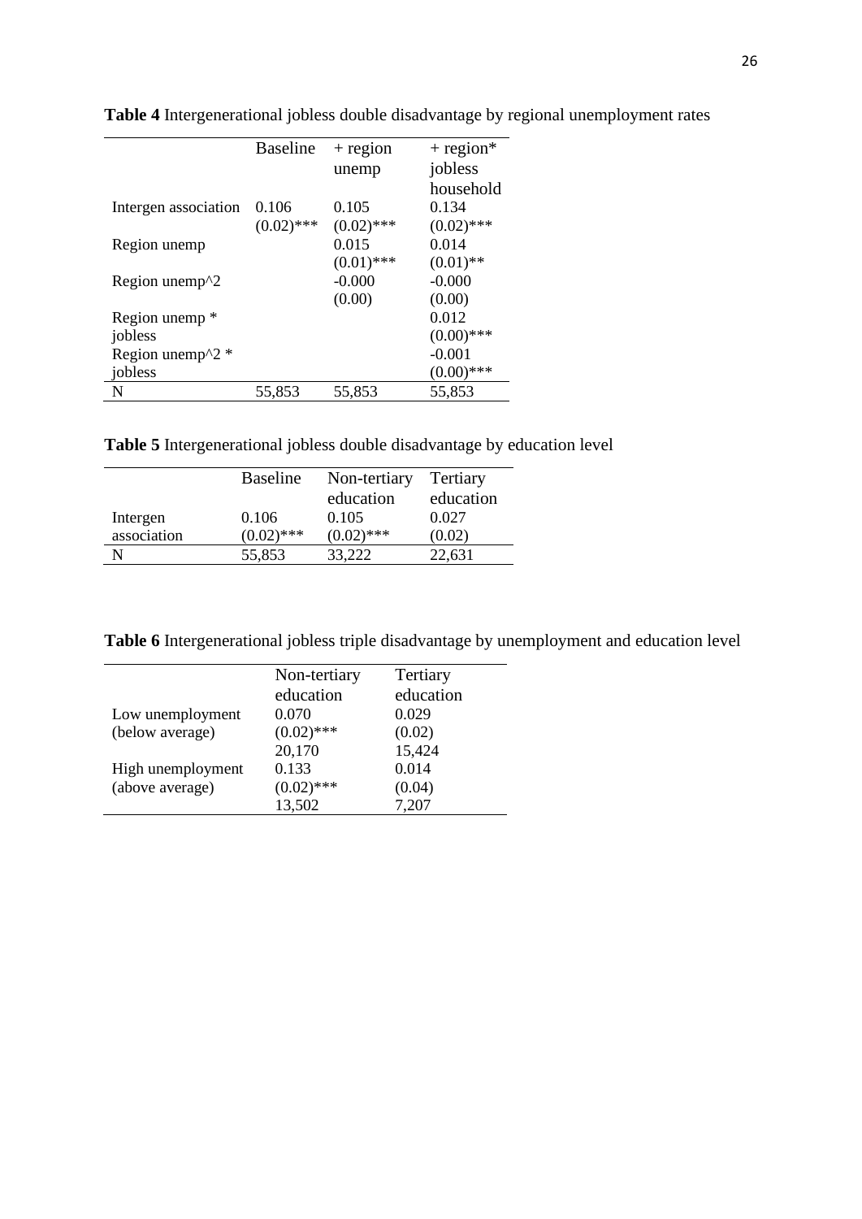**Table 4** Intergenerational jobless double disadvantage by regional unemployment rates

| | Baseline | + region unemp | + region* jobless household |
|---|---|---|---|
| Intergen association | 0.106 | 0.105 | 0.134 |
| | (0.02)*** | (0.02)*** | (0.02)*** |
| Region unemp | | 0.015 | 0.014 |
| | | (0.01)*** | (0.01)** |
| Region unemp^2 | | -0.000 | -0.000 |
| | | (0.00) | (0.00) |
| Region unemp * jobless | | | 0.012 |
| | | | (0.00)*** |
| Region unemp^2 * jobless | | | -0.001 |
| | | | (0.00)*** |
| N | 55,853 | 55,853 | 55,853 |

**Table 5** Intergenerational jobless double disadvantage by education level

| | Baseline | Non-tertiary education | Tertiary education |
|---|---|---|---|
| Intergen association | 0.106 | 0.105 | 0.027 |
| | (0.02)*** | (0.02)*** | (0.02) |
| N | 55,853 | 33,222 | 22,631 |

**Table 6** Intergenerational jobless triple disadvantage by unemployment and education level

| | Non-tertiary education | Tertiary education |
|---|---|---|
| Low unemployment | 0.070 | 0.029 |
| (below average) | (0.02)*** | (0.02) |
| | 20,170 | 15,424 |
| High unemployment | 0.133 | 0.014 |
| (above average) | (0.02)*** | (0.04) |
| | 13,502 | 7,207 |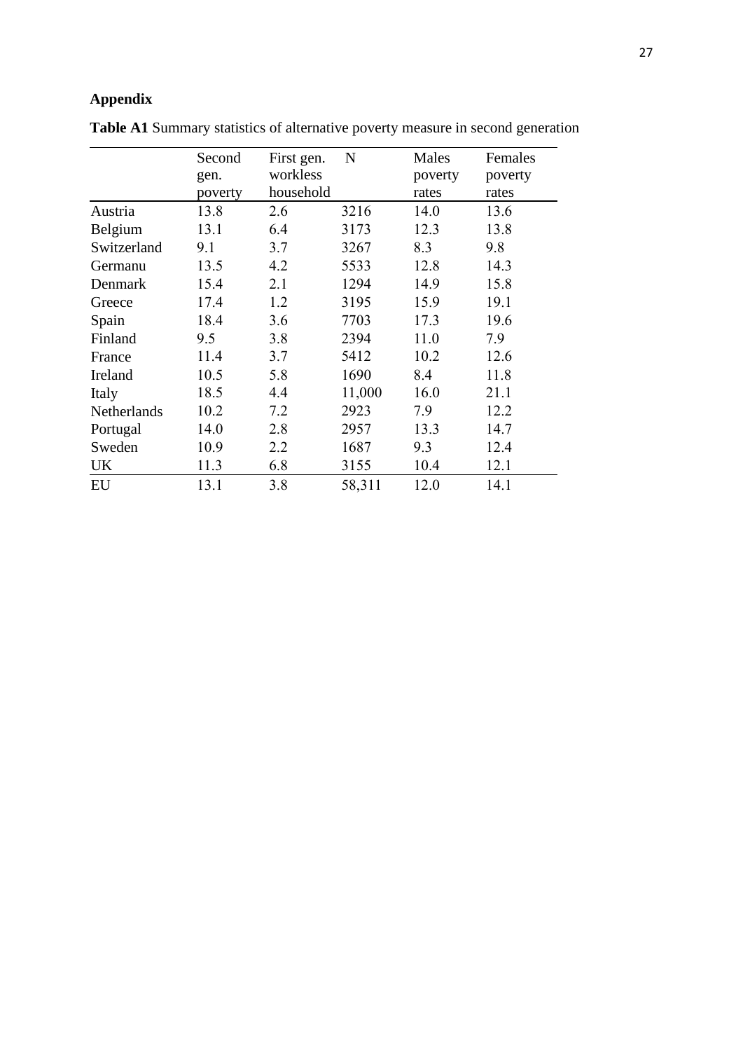# Appendix

**Table A1** Summary statistics of alternative poverty measure in second generation

| | Second gen. poverty | First gen. workless household | N | Males poverty rates | Females poverty rates |
|---|---|---|---|---|---|
| Austria | 13.8 | 2.6 | 3216 | 14.0 | 13.6 |
| Belgium | 13.1 | 6.4 | 3173 | 12.3 | 13.8 |
| Switzerland | 9.1 | 3.7 | 3267 | 8.3 | 9.8 |
| Germanu | 13.5 | 4.2 | 5533 | 12.8 | 14.3 |
| Denmark | 15.4 | 2.1 | 1294 | 14.9 | 15.8 |
| Greece | 17.4 | 1.2 | 3195 | 15.9 | 19.1 |
| Spain | 18.4 | 3.6 | 7703 | 17.3 | 19.6 |
| Finland | 9.5 | 3.8 | 2394 | 11.0 | 7.9 |
| France | 11.4 | 3.7 | 5412 | 10.2 | 12.6 |
| Ireland | 10.5 | 5.8 | 1690 | 8.4 | 11.8 |
| Italy | 18.5 | 4.4 | 11,000 | 16.0 | 21.1 |
| Netherlands | 10.2 | 7.2 | 2923 | 7.9 | 12.2 |
| Portugal | 14.0 | 2.8 | 2957 | 13.3 | 14.7 |
| Sweden | 10.9 | 2.2 | 1687 | 9.3 | 12.4 |
| UK | 11.3 | 6.8 | 3155 | 10.4 | 12.1 |
| EU | 13.1 | 3.8 | 58,311 | 12.0 | 14.1 |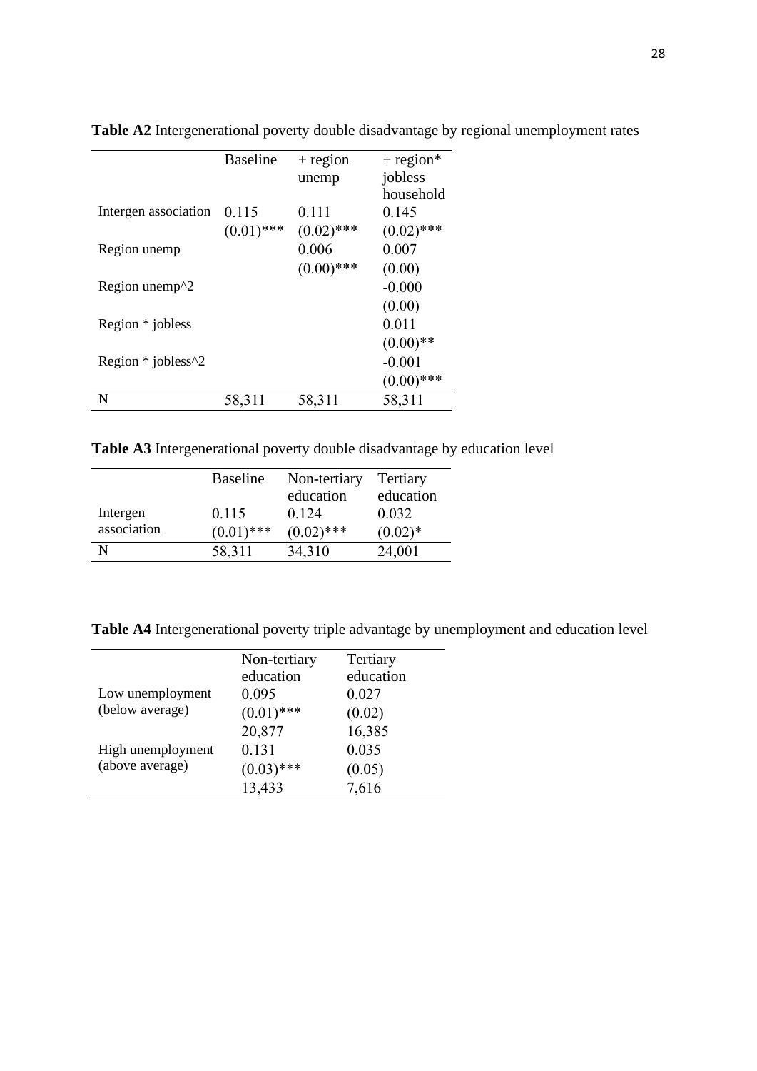**Table A2** Intergenerational poverty double disadvantage by regional unemployment rates

| | Baseline | + region unemp | + region* jobless household |
|---|---|---|---|
| Intergen association | 0.115 | 0.111 | 0.145 |
| | (0.01)*** | (0.02)*** | (0.02)*** |
| Region unemp | | 0.006 | 0.007 |
| | | (0.00)*** | (0.00) |
| Region unemp^2 | | | -0.000 |
| | | | (0.00) |
| Region * jobless | | | 0.011 |
| | | | (0.00)** |
| Region * jobless^2 | | | -0.001 |
| | | | (0.00)*** |
| N | 58,311 | 58,311 | 58,311 |

**Table A3** Intergenerational poverty double disadvantage by education level

| | Baseline | Non-tertiary education | Tertiary education |
|---|---|---|---|
| Intergen association | 0.115 | 0.124 | 0.032 |
| | (0.01)*** | (0.02)*** | (0.02)* |
| N | 58,311 | 34,310 | 24,001 |

**Table A4** Intergenerational poverty triple advantage by unemployment and education level

| | Non-tertiary education | Tertiary education |
|---|---|---|
| Low unemployment (below average) | 0.095 | 0.027 |
| | (0.01)*** | (0.02) |
| | 20,877 | 16,385 |
| High unemployment (above average) | 0.131 | 0.035 |
| | (0.03)*** | (0.05) |
| | 13,433 | 7,616 |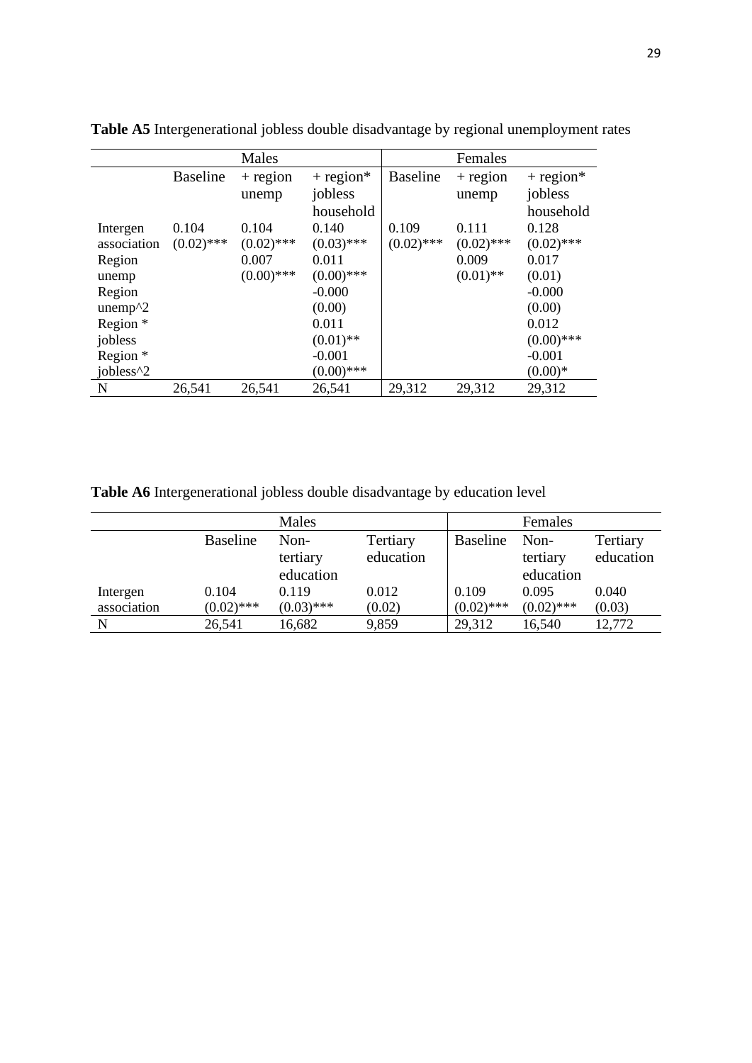**Table A5** Intergenerational jobless double disadvantage by regional unemployment rates

| | Males | | | Females | | |
|---|---|---|---|---|---|---|
| | Baseline | + region unemp | + region* jobless household | Baseline | + region unemp | + region* jobless household |
| Intergen association | 0.104 (0.02)*** | 0.104 (0.02)*** | 0.140 (0.03)*** | 0.109 (0.02)*** | 0.111 (0.02)*** | 0.128 (0.02)*** |
| Region unemp | | 0.007 (0.00)*** | 0.011 (0.00)*** | | 0.009 (0.01)** | 0.017 (0.01) |
| Region unemp^2 | | | -0.000 (0.00) | | | -0.000 (0.00) |
| Region * jobless | | | 0.011 (0.01)** | | | 0.012 (0.00)*** |
| Region * jobless^2 | | | -0.001 (0.00)*** | | | -0.001 (0.00)* |
| N | 26,541 | 26,541 | 26,541 | 29,312 | 29,312 | 29,312 |

**Table A6** Intergenerational jobless double disadvantage by education level

| | Males | | | Females | | |
|---|---|---|---|---|---|---|
| | Baseline | Non-tertiary education | Tertiary education | Baseline | Non-tertiary education | Tertiary education |
| Intergen association | 0.104 (0.02)*** | 0.119 (0.03)*** | 0.012 (0.02) | 0.109 (0.02)*** | 0.095 (0.02)*** | 0.040 (0.03) |
| N | 26,541 | 16,682 | 9,859 | 29,312 | 16,540 | 12,772 |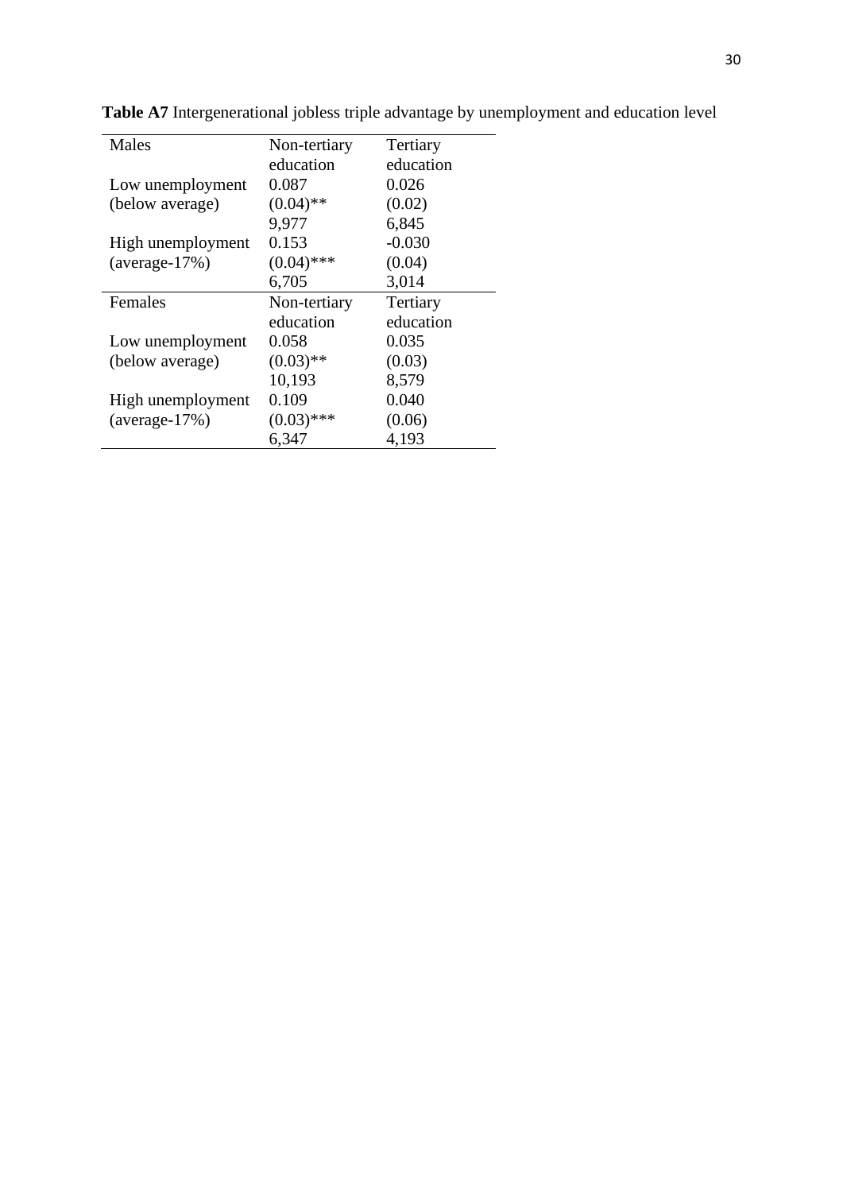**Table A7** Intergenerational jobless triple advantage by unemployment and education level

| Males | Non-tertiary education | Tertiary education |
|---|---|---|
| Low unemployment (below average) | 0.087 | 0.026 |
| | (0.04)** | (0.02) |
| | 9,977 | 6,845 |
| High unemployment (average-17%) | 0.153 | -0.030 |
| | (0.04)*** | (0.04) |
| | 6,705 | 3,014 |
| **Females** | **Non-tertiary education** | **Tertiary education** |
| Low unemployment (below average) | 0.058 | 0.035 |
| | (0.03)** | (0.03) |
| | 10,193 | 8,579 |
| High unemployment (average-17%) | 0.109 | 0.040 |
| | (0.03)*** | (0.06) |
| | 6,347 | 4,193 |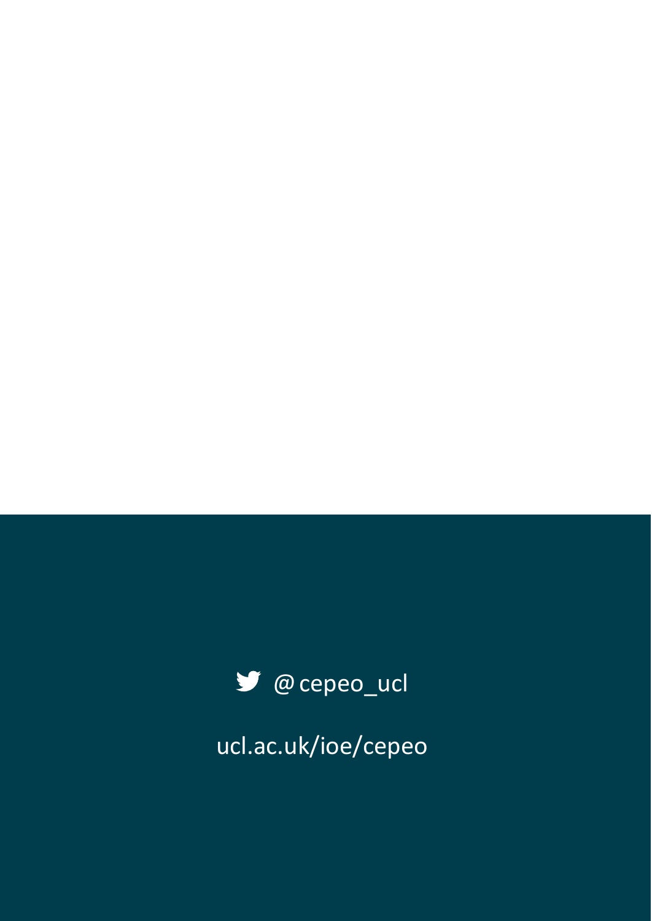@cepeo_ucl

ucl.ac.uk/ioe/cepeo